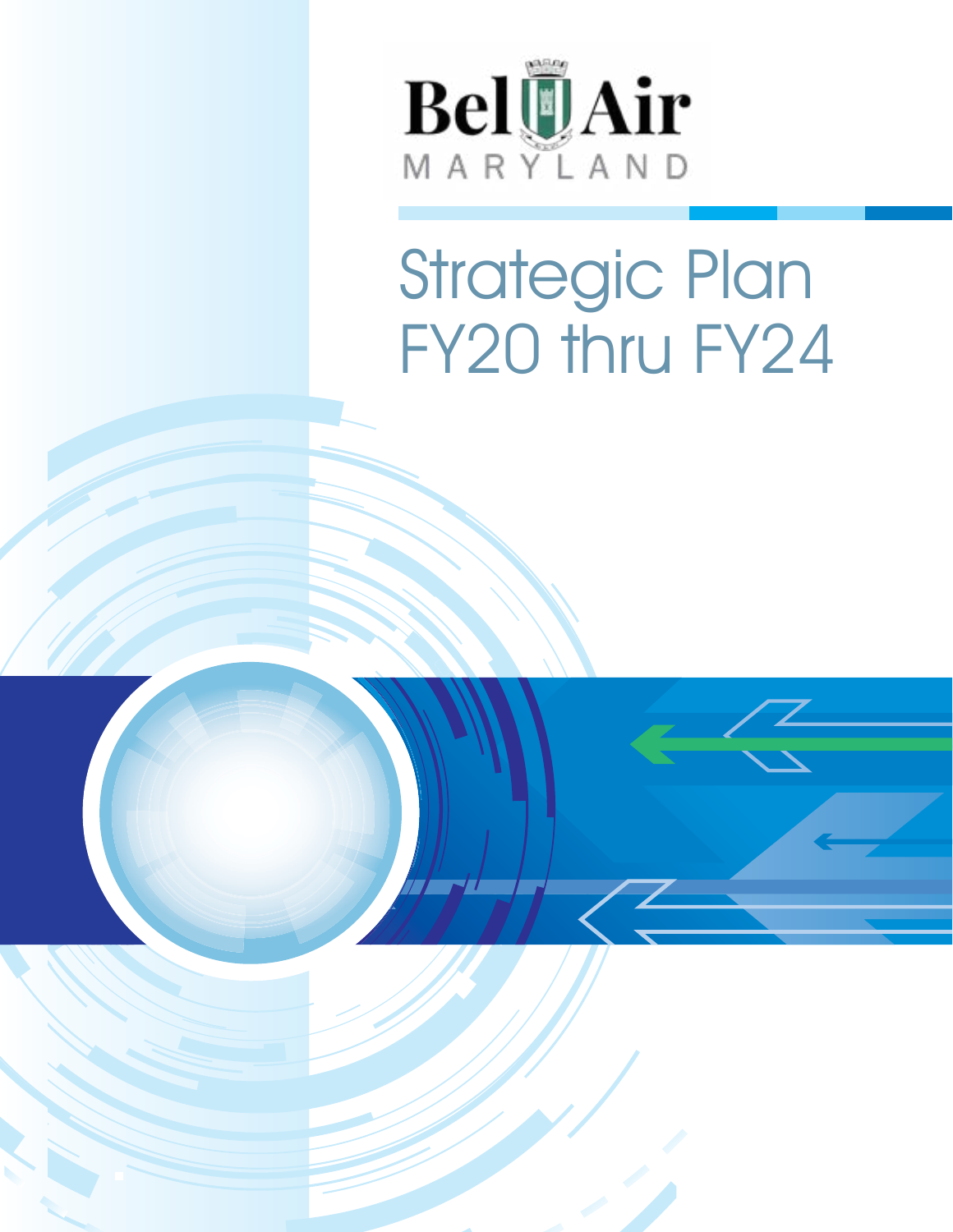Bel Air

MARYLAND

# Strategic Plan FY20 thru FY24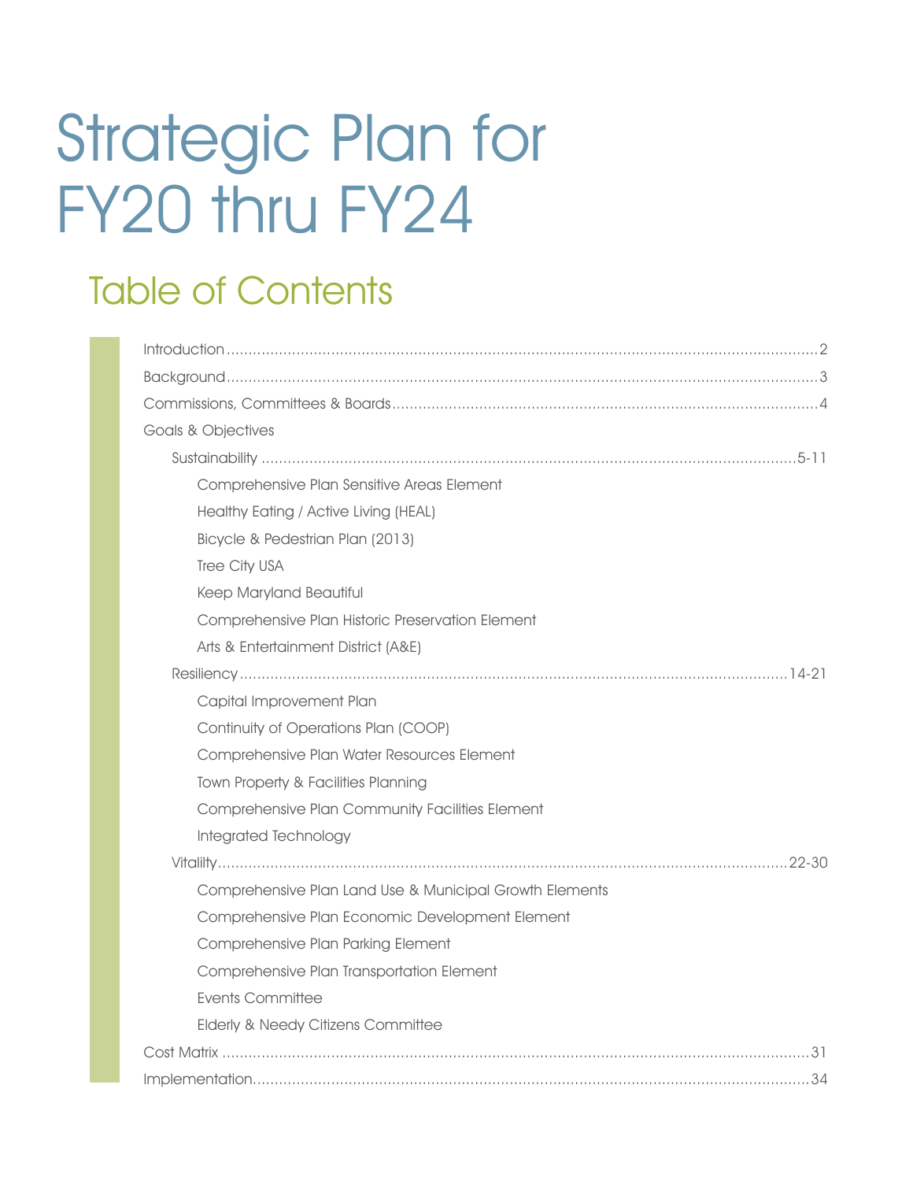# Strategic Plan for FY20 thru FY24

## Table of Contents

- Introduction .......... 2
- Background .......... 3
- Commissions, Committees & Boards .......... 4
- Goals & Objectives
  - Sustainability .......... 5-11
    - Comprehensive Plan Sensitive Areas Element
    - Healthy Eating / Active Living (HEAL)
    - Bicycle & Pedestrian Plan (2013)
    - Tree City USA
    - Keep Maryland Beautiful
    - Comprehensive Plan Historic Preservation Element
    - Arts & Entertainment District (A&E)
  - Resiliency .......... 14-21
    - Capital Improvement Plan
    - Continuity of Operations Plan (COOP)
    - Comprehensive Plan Water Resources Element
    - Town Property & Facilities Planning
    - Comprehensive Plan Community Facilities Element
    - Integrated Technology
  - Vitality .......... 22-30
    - Comprehensive Plan Land Use & Municipal Growth Elements
    - Comprehensive Plan Economic Development Element
    - Comprehensive Plan Parking Element
    - Comprehensive Plan Transportation Element
    - Events Committee
    - Elderly & Needy Citizens Committee
- Cost Matrix .......... 31
- Implementation .......... 34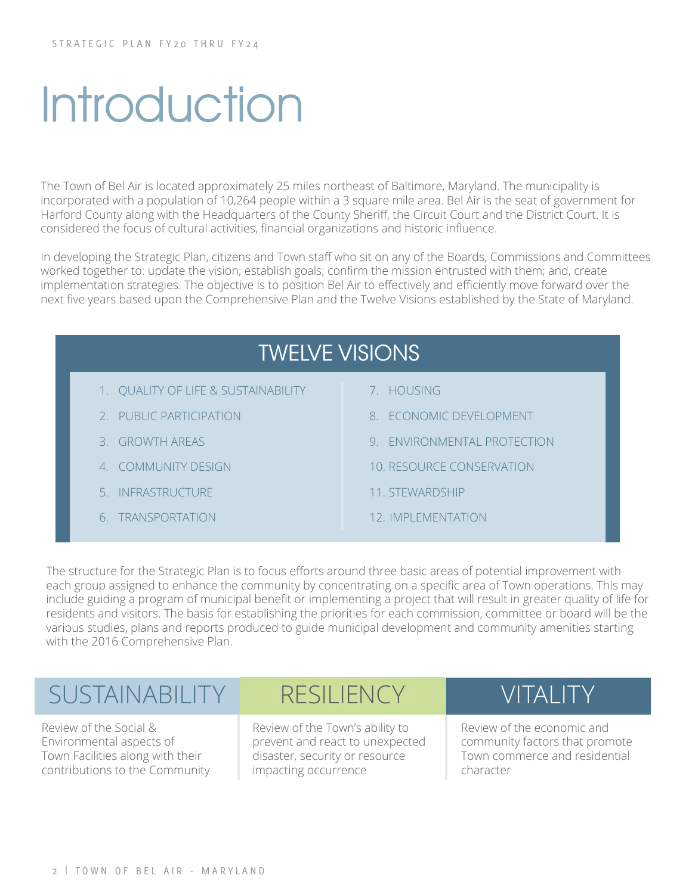# Introduction

The Town of Bel Air is located approximately 25 miles northeast of Baltimore, Maryland. The municipality is incorporated with a population of 10,264 people within a 3 square mile area. Bel Air is the seat of government for Harford County along with the Headquarters of the County Sheriff, the Circuit Court and the District Court. It is considered the focus of cultural activities, financial organizations and historic influence.

In developing the Strategic Plan, citizens and Town staff who sit on any of the Boards, Commissions and Committees worked together to: update the vision; establish goals; confirm the mission entrusted with them; and, create implementation strategies. The objective is to position Bel Air to effectively and efficiently move forward over the next five years based upon the Comprehensive Plan and the Twelve Visions established by the State of Maryland.

## TWELVE VISIONS

1. QUALITY OF LIFE & SUSTAINABILITY
2. PUBLIC PARTICIPATION
3. GROWTH AREAS
4. COMMUNITY DESIGN
5. INFRASTRUCTURE
6. TRANSPORTATION
7. HOUSING
8. ECONOMIC DEVELOPMENT
9. ENVIRONMENTAL PROTECTION
10. RESOURCE CONSERVATION
11. STEWARDSHIP
12. IMPLEMENTATION

The structure for the Strategic Plan is to focus efforts around three basic areas of potential improvement with each group assigned to enhance the community by concentrating on a specific area of Town operations. This may include guiding a program of municipal benefit or implementing a project that will result in greater quality of life for residents and visitors. The basis for establishing the priorities for each commission, committee or board will be the various studies, plans and reports produced to guide municipal development and community amenities starting with the 2016 Comprehensive Plan.

## SUSTAINABILITY

Review of the Social & Environmental aspects of Town Facilities along with their contributions to the Community

## RESILIENCY

Review of the Town's ability to prevent and react to unexpected disaster, security or resource impacting occurrence

## VITALITY

Review of the economic and community factors that promote Town commerce and residential character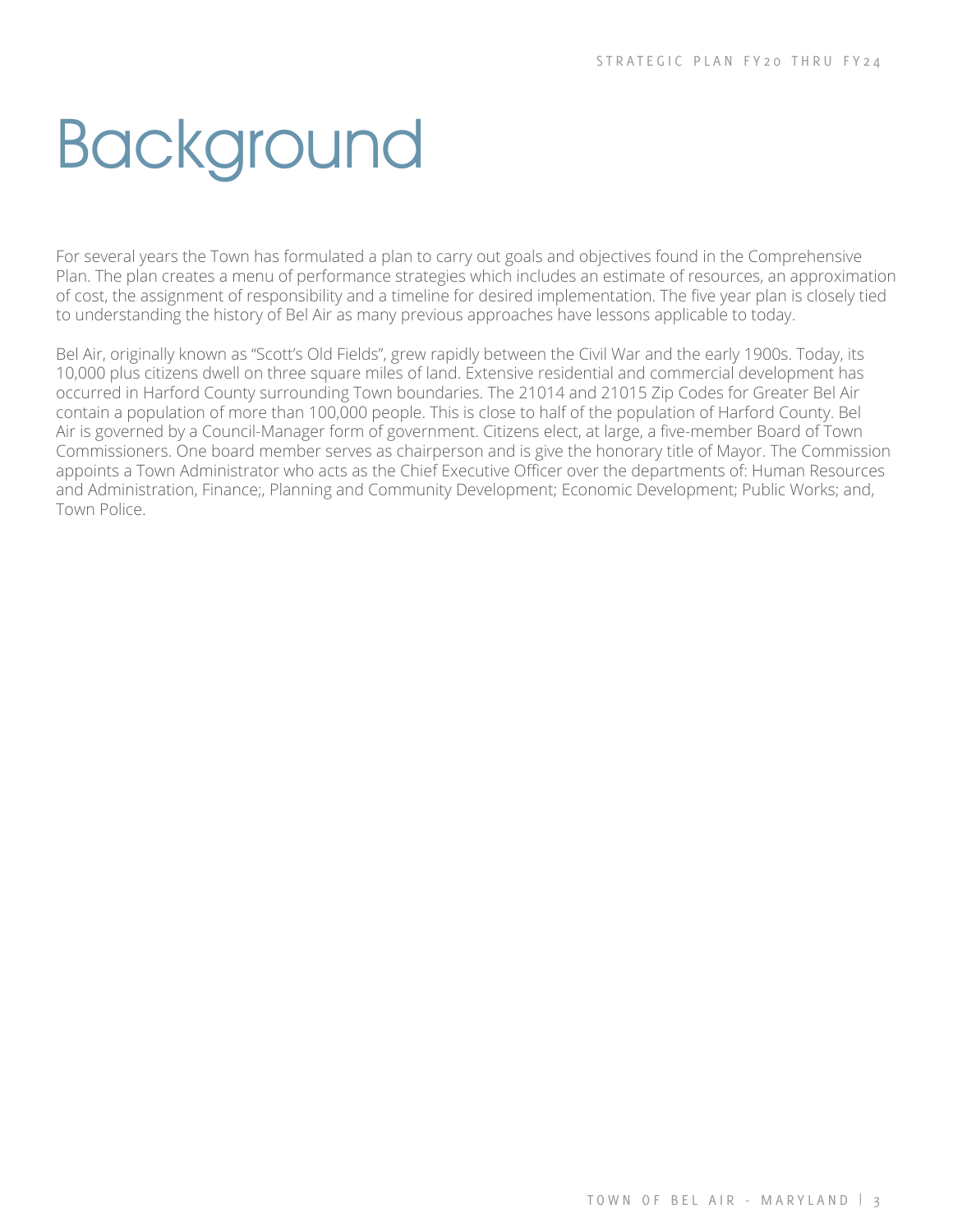# Background

For several years the Town has formulated a plan to carry out goals and objectives found in the Comprehensive Plan. The plan creates a menu of performance strategies which includes an estimate of resources, an approximation of cost, the assignment of responsibility and a timeline for desired implementation. The five year plan is closely tied to understanding the history of Bel Air as many previous approaches have lessons applicable to today.

Bel Air, originally known as "Scott's Old Fields", grew rapidly between the Civil War and the early 1900s. Today, its 10,000 plus citizens dwell on three square miles of land. Extensive residential and commercial development has occurred in Harford County surrounding Town boundaries. The 21014 and 21015 Zip Codes for Greater Bel Air contain a population of more than 100,000 people. This is close to half of the population of Harford County. Bel Air is governed by a Council-Manager form of government. Citizens elect, at large, a five-member Board of Town Commissioners. One board member serves as chairperson and is give the honorary title of Mayor. The Commission appoints a Town Administrator who acts as the Chief Executive Officer over the departments of: Human Resources and Administration, Finance;, Planning and Community Development; Economic Development; Public Works; and, Town Police.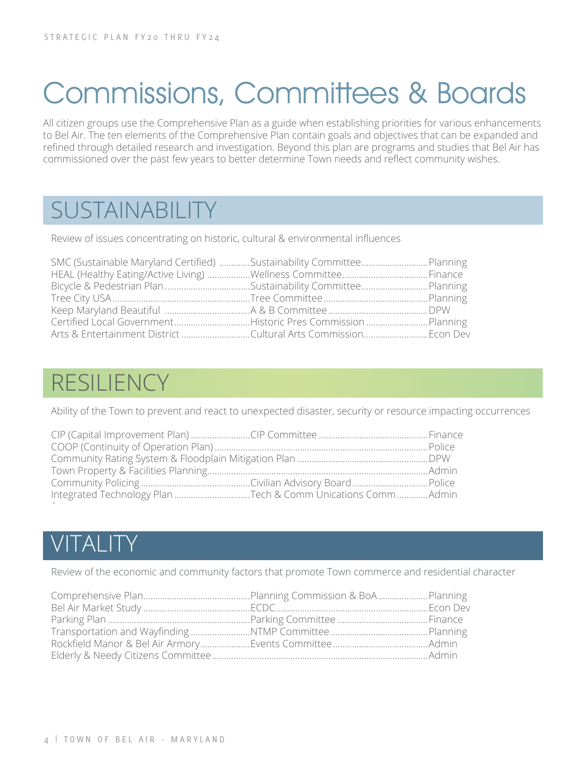# Commissions, Committees & Boards

All citizen groups use the Comprehensive Plan as a guide when establishing priorities for various enhancements to Bel Air. The ten elements of the Comprehensive Plan contain goals and objectives that can be expanded and refined through detailed research and investigation. Beyond this plan are programs and studies that Bel Air has commissioned over the past few years to better determine Town needs and reflect community wishes.

## SUSTAINABILITY

Review of issues concentrating on historic, cultural & environmental influences

| Program | Committee | Department |
|---|---|---|
| SMC (Sustainable Maryland Certified) | Sustainability Committee | Planning |
| HEAL (Healthy Eating/Active Living) | Wellness Committee | Finance |
| Bicycle & Pedestrian Plan | Sustainability Committee | Planning |
| Tree City USA | Tree Committee | Planning |
| Keep Maryland Beautiful | A & B Committee | DPW |
| Certified Local Government | Historic Pres Commission | Planning |
| Arts & Entertainment District | Cultural Arts Commission | Econ Dev |

## RESILIENCY

Ability of the Town to prevent and react to unexpected disaster, security or resource impacting occurrences

| Program | Committee | Department |
|---|---|---|
| CIP (Capital Improvement Plan) | CIP Committee | Finance |
| COOP (Continuity of Operation Plan) | | Police |
| Community Rating System & Floodplain Mitigation Plan | | DPW |
| Town Property & Facilities Planning | | Admin |
| Community Policing | Civilian Advisory Board | Police |
| Integrated Technology Plan | Tech & Comm Unications Comm | Admin |

## VITALITY

Review of the economic and community factors that promote Town commerce and residential character

| Program | Committee | Department |
|---|---|---|
| Comprehensive Plan | Planning Commission & BoA | Planning |
| Bel Air Market Study | ECDC | Econ Dev |
| Parking Plan | Parking Committee | Finance |
| Transportation and Wayfinding | NTMP Committee | Planning |
| Rockfield Manor & Bel Air Armory | Events Committee | Admin |
| Elderly & Needy Citizens Committee | | Admin |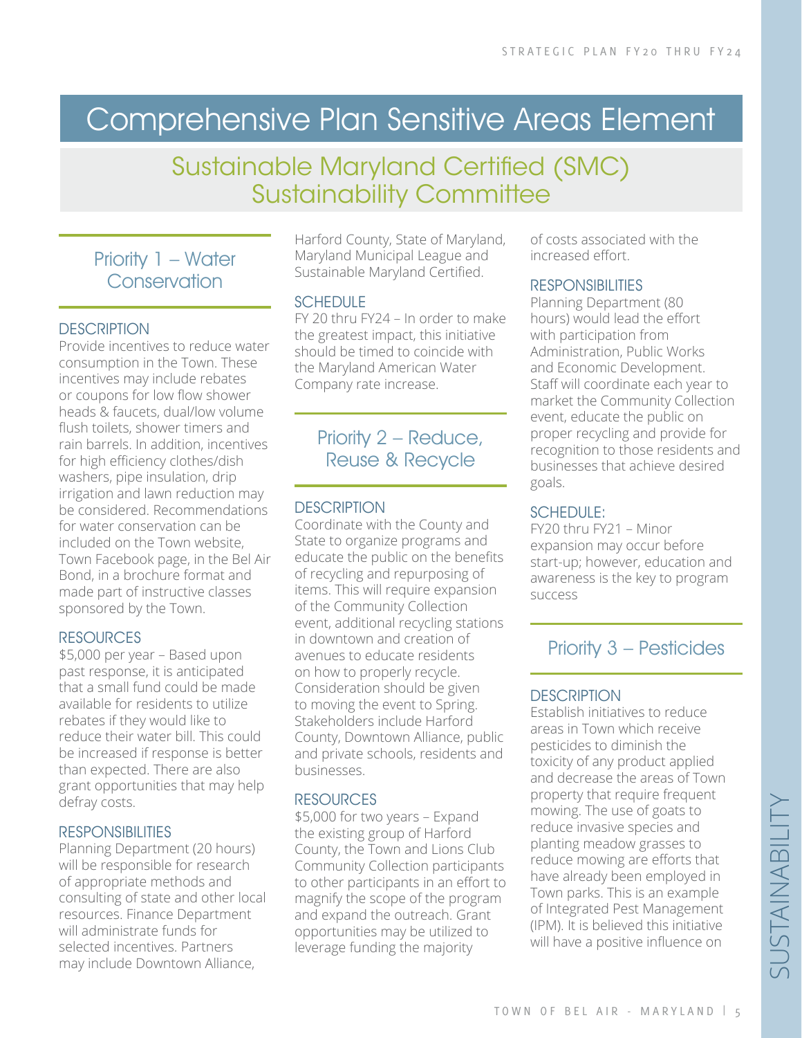# Comprehensive Plan Sensitive Areas Element

## Sustainable Maryland Certified (SMC) Sustainability Committee

### Priority 1 – Water Conservation

#### DESCRIPTION

Provide incentives to reduce water consumption in the Town. These incentives may include rebates or coupons for low flow shower heads & faucets, dual/low volume flush toilets, shower timers and rain barrels. In addition, incentives for high efficiency clothes/dish washers, pipe insulation, drip irrigation and lawn reduction may be considered. Recommendations for water conservation can be included on the Town website, Town Facebook page, in the Bel Air Bond, in a brochure format and made part of instructive classes sponsored by the Town.

#### RESOURCES

$5,000 per year – Based upon past response, it is anticipated that a small fund could be made available for residents to utilize rebates if they would like to reduce their water bill. This could be increased if response is better than expected. There are also grant opportunities that may help defray costs.

#### RESPONSIBILITIES

Planning Department (20 hours) will be responsible for research of appropriate methods and consulting of state and other local resources. Finance Department will administrate funds for selected incentives. Partners may include Downtown Alliance, Harford County, State of Maryland, Maryland Municipal League and Sustainable Maryland Certified.

#### SCHEDULE

FY 20 thru FY24 – In order to make the greatest impact, this initiative should be timed to coincide with the Maryland American Water Company rate increase.

### Priority 2 – Reduce, Reuse & Recycle

#### DESCRIPTION

Coordinate with the County and State to organize programs and educate the public on the benefits of recycling and repurposing of items. This will require expansion of the Community Collection event, additional recycling stations in downtown and creation of avenues to educate residents on how to properly recycle. Consideration should be given to moving the event to Spring. Stakeholders include Harford County, Downtown Alliance, public and private schools, residents and businesses.

#### RESOURCES

$5,000 for two years – Expand the existing group of Harford County, the Town and Lions Club Community Collection participants to other participants in an effort to magnify the scope of the program and expand the outreach. Grant opportunities may be utilized to leverage funding the majority of costs associated with the increased effort.

#### RESPONSIBILITIES

Planning Department (80 hours) would lead the effort with participation from Administration, Public Works and Economic Development. Staff will coordinate each year to market the Community Collection event, educate the public on proper recycling and provide for recognition to those residents and businesses that achieve desired goals.

#### SCHEDULE:

FY20 thru FY21 – Minor expansion may occur before start-up; however, education and awareness is the key to program success

### Priority 3 – Pesticides

#### DESCRIPTION

Establish initiatives to reduce areas in Town which receive pesticides to diminish the toxicity of any product applied and decrease the areas of Town property that require frequent mowing. The use of goats to reduce invasive species and planting meadow grasses to reduce mowing are efforts that have already been employed in Town parks. This is an example of Integrated Pest Management (IPM). It is believed this initiative will have a positive influence on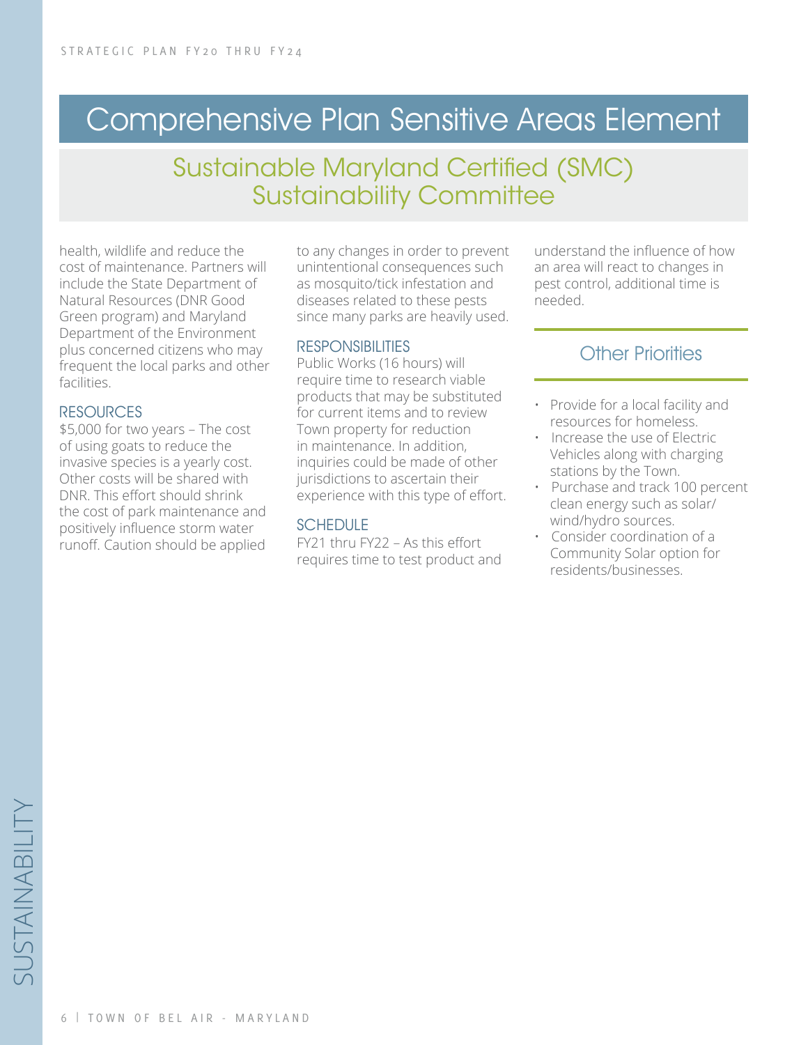# Comprehensive Plan Sensitive Areas Element

## Sustainable Maryland Certified (SMC) Sustainability Committee

health, wildlife and reduce the cost of maintenance. Partners will include the State Department of Natural Resources (DNR Good Green program) and Maryland Department of the Environment plus concerned citizens who may frequent the local parks and other facilities.

### RESOURCES

$5,000 for two years – The cost of using goats to reduce the invasive species is a yearly cost. Other costs will be shared with DNR. This effort should shrink the cost of park maintenance and positively influence storm water runoff. Caution should be applied to any changes in order to prevent unintentional consequences such as mosquito/tick infestation and diseases related to these pests since many parks are heavily used.

### RESPONSIBILITIES

Public Works (16 hours) will require time to research viable products that may be substituted for current items and to review Town property for reduction in maintenance. In addition, inquiries could be made of other jurisdictions to ascertain their experience with this type of effort.

### SCHEDULE

FY21 thru FY22 – As this effort requires time to test product and understand the influence of how an area will react to changes in pest control, additional time is needed.

### Other Priorities

- Provide for a local facility and resources for homeless.
- Increase the use of Electric Vehicles along with charging stations by the Town.
- Purchase and track 100 percent clean energy such as solar/wind/hydro sources.
- Consider coordination of a Community Solar option for residents/businesses.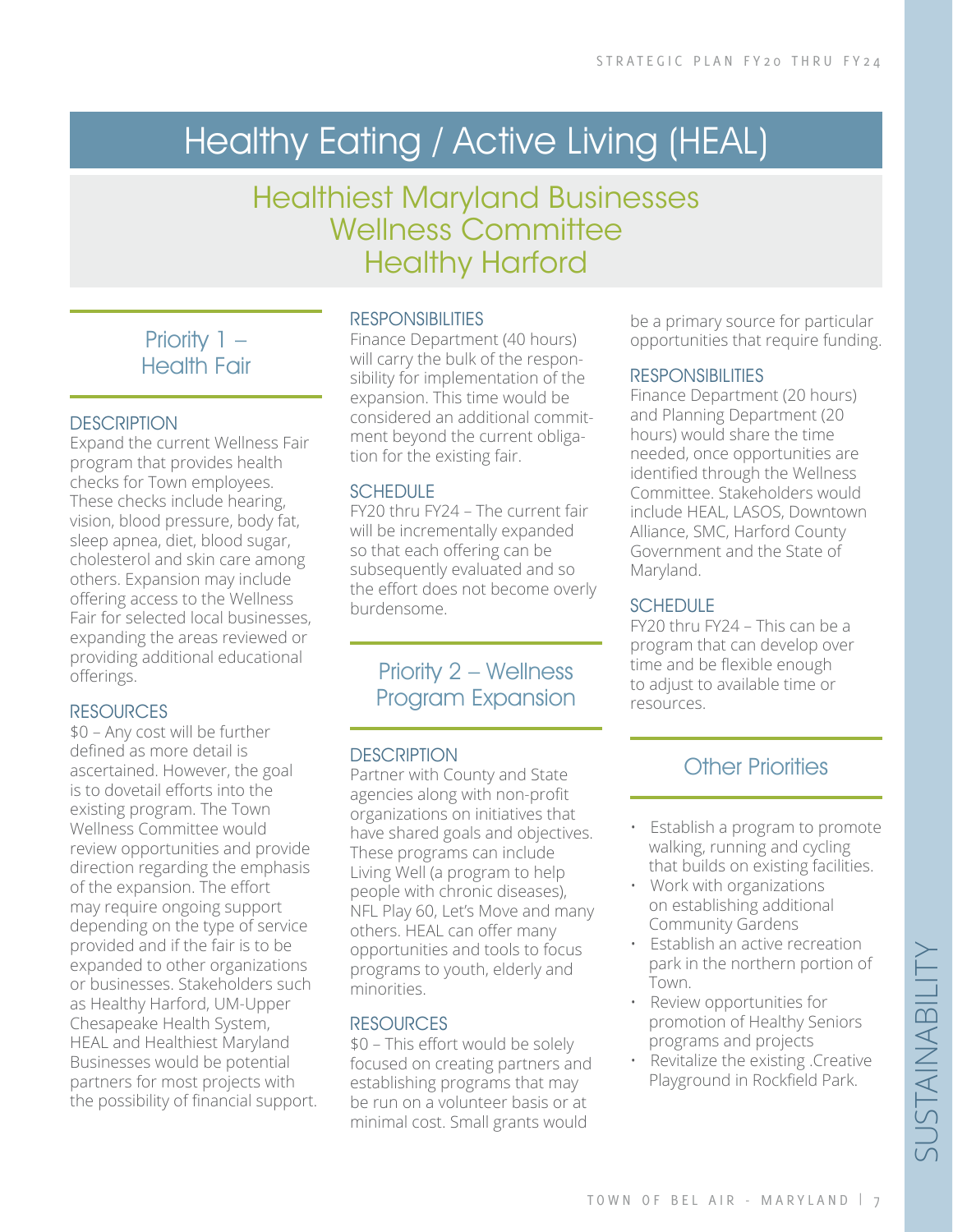# Healthy Eating / Active Living (HEAL)

## Healthiest Maryland Businesses
## Wellness Committee
## Healthy Harford

### Priority 1 – Health Fair

#### DESCRIPTION

Expand the current Wellness Fair program that provides health checks for Town employees. These checks include hearing, vision, blood pressure, body fat, sleep apnea, diet, blood sugar, cholesterol and skin care among others. Expansion may include offering access to the Wellness Fair for selected local businesses, expanding the areas reviewed or providing additional educational offerings.

#### RESOURCES

$0 – Any cost will be further defined as more detail is ascertained. However, the goal is to dovetail efforts into the existing program. The Town Wellness Committee would review opportunities and provide direction regarding the emphasis of the expansion. The effort may require ongoing support depending on the type of service provided and if the fair is to be expanded to other organizations or businesses. Stakeholders such as Healthy Harford, UM-Upper Chesapeake Health System, HEAL and Healthiest Maryland Businesses would be potential partners for most projects with the possibility of financial support.

#### RESPONSIBILITIES

Finance Department (40 hours) will carry the bulk of the responsibility for implementation of the expansion. This time would be considered an additional commitment beyond the current obligation for the existing fair.

#### SCHEDULE

FY20 thru FY24 – The current fair will be incrementally expanded so that each offering can be subsequently evaluated and so the effort does not become overly burdensome.

### Priority 2 – Wellness Program Expansion

#### DESCRIPTION

Partner with County and State agencies along with non-profit organizations on initiatives that have shared goals and objectives. These programs can include Living Well (a program to help people with chronic diseases), NFL Play 60, Let's Move and many others. HEAL can offer many opportunities and tools to focus programs to youth, elderly and minorities.

#### RESOURCES

$0 – This effort would be solely focused on creating partners and establishing programs that may be run on a volunteer basis or at minimal cost. Small grants would be a primary source for particular opportunities that require funding.

#### RESPONSIBILITIES

Finance Department (20 hours) and Planning Department (20 hours) would share the time needed, once opportunities are identified through the Wellness Committee. Stakeholders would include HEAL, LASOS, Downtown Alliance, SMC, Harford County Government and the State of Maryland.

#### SCHEDULE

FY20 thru FY24 – This can be a program that can develop over time and be flexible enough to adjust to available time or resources.

### Other Priorities

- Establish a program to promote walking, running and cycling that builds on existing facilities.
- Work with organizations on establishing additional Community Gardens
- Establish an active recreation park in the northern portion of Town.
- Review opportunities for promotion of Healthy Seniors programs and projects
- Revitalize the existing .Creative Playground in Rockfield Park.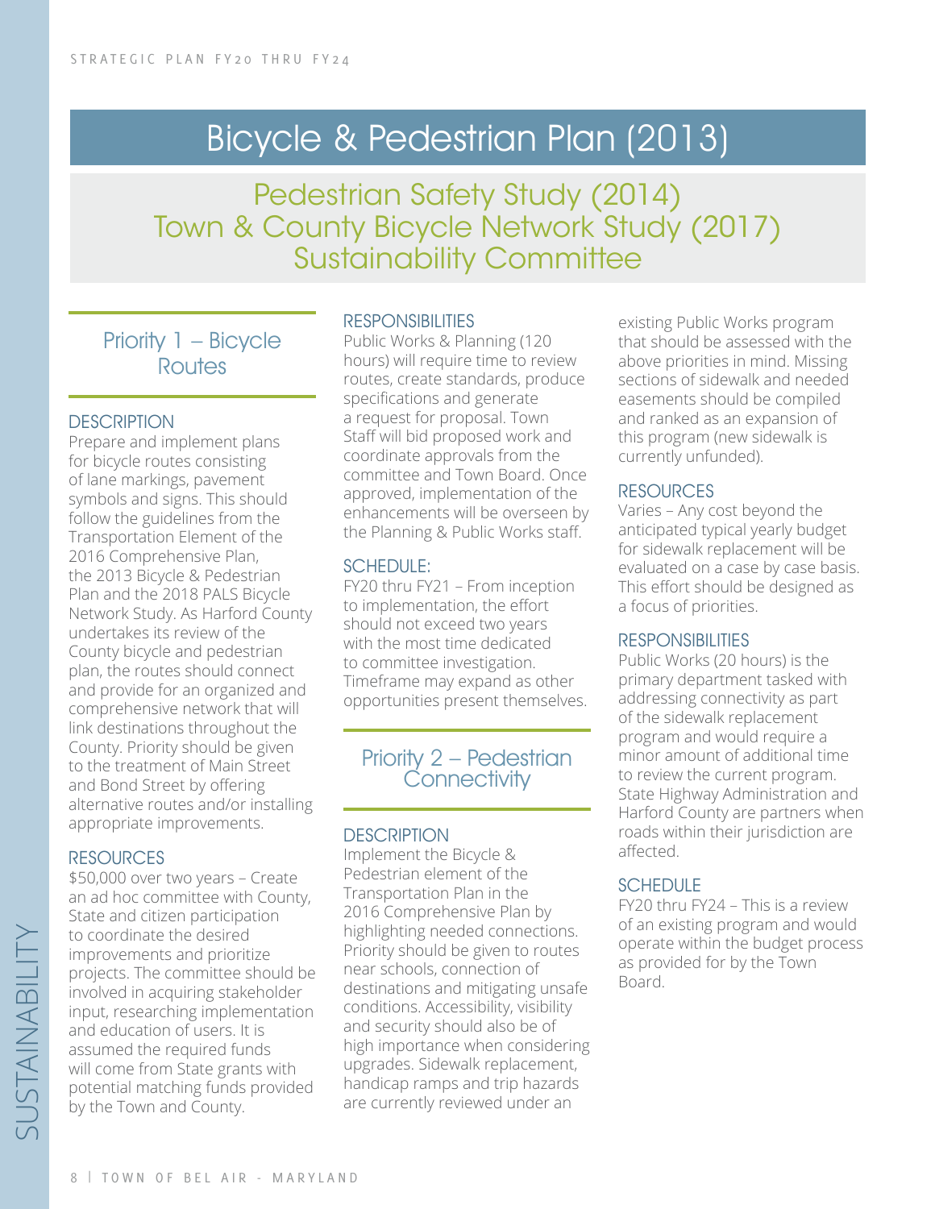# Bicycle & Pedestrian Plan (2013)

## Pedestrian Safety Study (2014)
## Town & County Bicycle Network Study (2017)
## Sustainability Committee

### Priority 1 – Bicycle Routes

#### DESCRIPTION

Prepare and implement plans for bicycle routes consisting of lane markings, pavement symbols and signs. This should follow the guidelines from the Transportation Element of the 2016 Comprehensive Plan, the 2013 Bicycle & Pedestrian Plan and the 2018 PALS Bicycle Network Study. As Harford County undertakes its review of the County bicycle and pedestrian plan, the routes should connect and provide for an organized and comprehensive network that will link destinations throughout the County. Priority should be given to the treatment of Main Street and Bond Street by offering alternative routes and/or installing appropriate improvements.

#### RESOURCES

$50,000 over two years – Create an ad hoc committee with County, State and citizen participation to coordinate the desired improvements and prioritize projects. The committee should be involved in acquiring stakeholder input, researching implementation and education of users. It is assumed the required funds will come from State grants with potential matching funds provided by the Town and County.

#### RESPONSIBILITIES

Public Works & Planning (120 hours) will require time to review routes, create standards, produce specifications and generate a request for proposal. Town Staff will bid proposed work and coordinate approvals from the committee and Town Board. Once approved, implementation of the enhancements will be overseen by the Planning & Public Works staff.

#### SCHEDULE:

FY20 thru FY21 – From inception to implementation, the effort should not exceed two years with the most time dedicated to committee investigation. Timeframe may expand as other opportunities present themselves.

### Priority 2 – Pedestrian Connectivity

#### DESCRIPTION

Implement the Bicycle & Pedestrian element of the Transportation Plan in the 2016 Comprehensive Plan by highlighting needed connections. Priority should be given to routes near schools, connection of destinations and mitigating unsafe conditions. Accessibility, visibility and security should also be of high importance when considering upgrades. Sidewalk replacement, handicap ramps and trip hazards are currently reviewed under an existing Public Works program that should be assessed with the above priorities in mind. Missing sections of sidewalk and needed easements should be compiled and ranked as an expansion of this program (new sidewalk is currently unfunded).

#### RESOURCES

Varies – Any cost beyond the anticipated typical yearly budget for sidewalk replacement will be evaluated on a case by case basis. This effort should be designed as a focus of priorities.

#### RESPONSIBILITIES

Public Works (20 hours) is the primary department tasked with addressing connectivity as part of the sidewalk replacement program and would require a minor amount of additional time to review the current program. State Highway Administration and Harford County are partners when roads within their jurisdiction are affected.

#### SCHEDULE

FY20 thru FY24 – This is a review of an existing program and would operate within the budget process as provided for by the Town Board.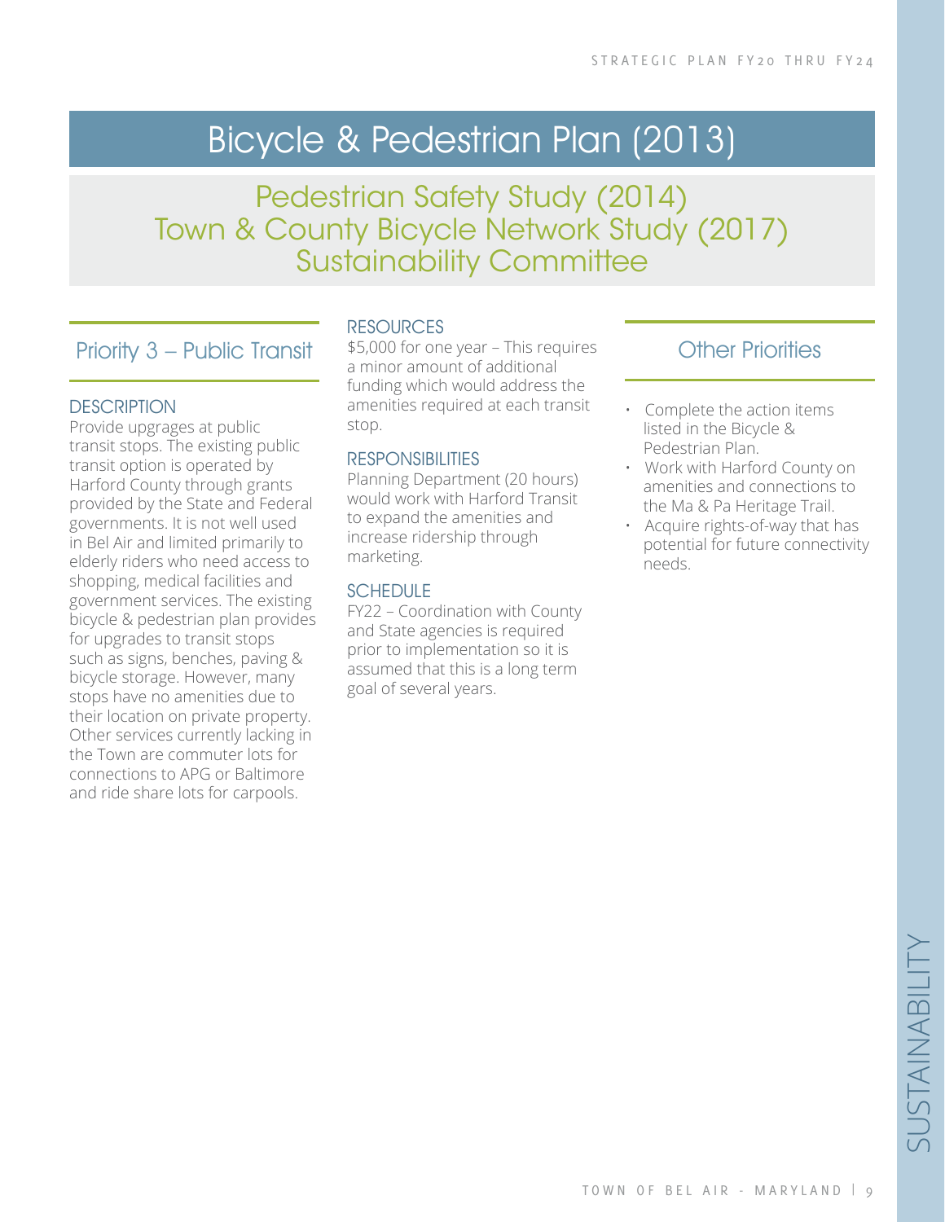# Bicycle & Pedestrian Plan (2013)

## Pedestrian Safety Study (2014)
## Town & County Bicycle Network Study (2017)
## Sustainability Committee

### Priority 3 – Public Transit

#### DESCRIPTION

Provide upgrages at public transit stops. The existing public transit option is operated by Harford County through grants provided by the State and Federal governments. It is not well used in Bel Air and limited primarily to elderly riders who need access to shopping, medical facilities and government services. The existing bicycle & pedestrian plan provides for upgrades to transit stops such as signs, benches, paving & bicycle storage. However, many stops have no amenities due to their location on private property. Other services currently lacking in the Town are commuter lots for connections to APG or Baltimore and ride share lots for carpools.

#### RESOURCES

$5,000 for one year – This requires a minor amount of additional funding which would address the amenities required at each transit stop.

#### RESPONSIBILITIES

Planning Department (20 hours) would work with Harford Transit to expand the amenities and increase ridership through marketing.

#### SCHEDULE

FY22 – Coordination with County and State agencies is required prior to implementation so it is assumed that this is a long term goal of several years.

### Other Priorities

- Complete the action items listed in the Bicycle & Pedestrian Plan.
- Work with Harford County on amenities and connections to the Ma & Pa Heritage Trail.
- Acquire rights-of-way that has potential for future connectivity needs.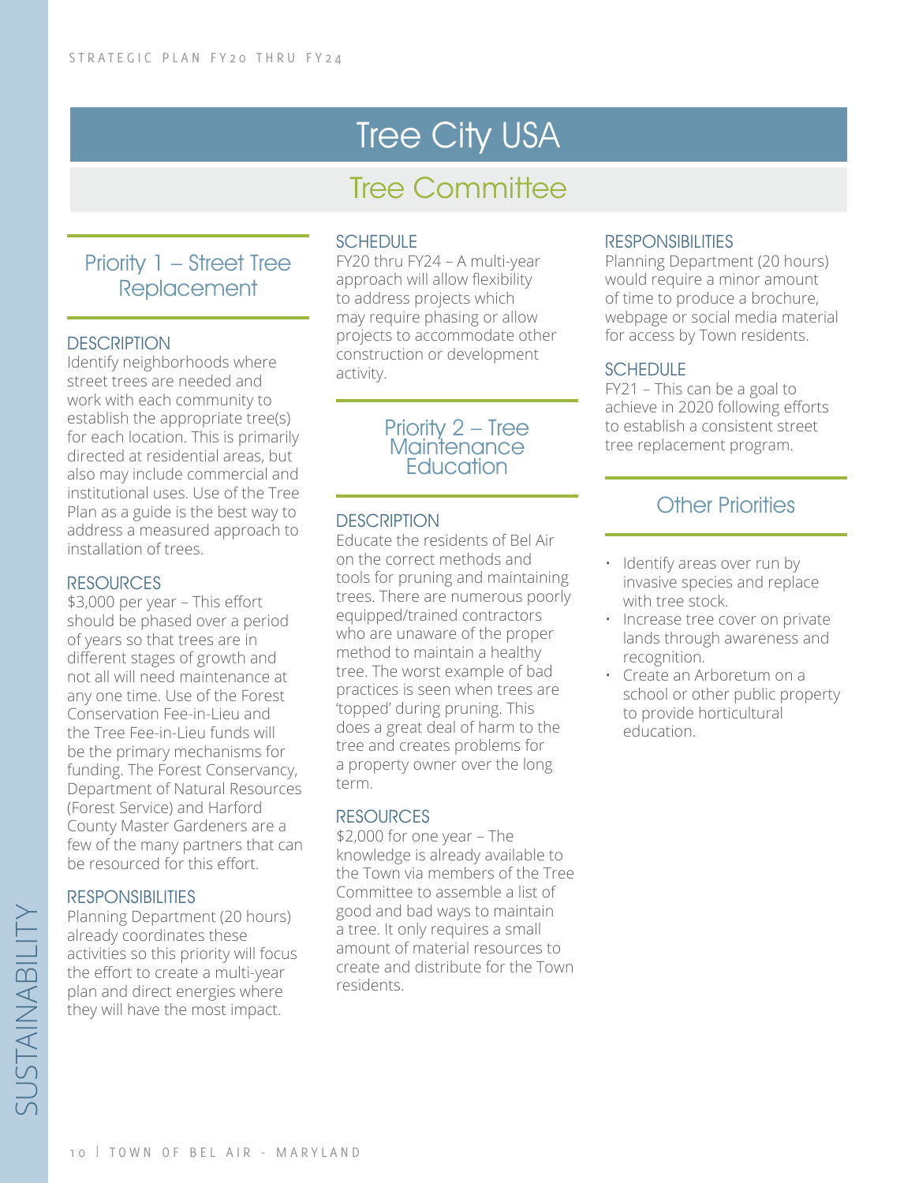# Tree City USA

## Tree Committee

### Priority 1 – Street Tree Replacement

#### DESCRIPTION

Identify neighborhoods where street trees are needed and work with each community to establish the appropriate tree(s) for each location. This is primarily directed at residential areas, but also may include commercial and institutional uses. Use of the Tree Plan as a guide is the best way to address a measured approach to installation of trees.

#### RESOURCES

$3,000 per year – This effort should be phased over a period of years so that trees are in different stages of growth and not all will need maintenance at any one time. Use of the Forest Conservation Fee-in-Lieu and the Tree Fee-in-Lieu funds will be the primary mechanisms for funding. The Forest Conservancy, Department of Natural Resources (Forest Service) and Harford County Master Gardeners are a few of the many partners that can be resourced for this effort.

#### RESPONSIBILITIES

Planning Department (20 hours) already coordinates these activities so this priority will focus the effort to create a multi-year plan and direct energies where they will have the most impact.

#### SCHEDULE

FY20 thru FY24 – A multi-year approach will allow flexibility to address projects which may require phasing or allow projects to accommodate other construction or development activity.

### Priority 2 – Tree Maintenance Education

#### DESCRIPTION

Educate the residents of Bel Air on the correct methods and tools for pruning and maintaining trees. There are numerous poorly equipped/trained contractors who are unaware of the proper method to maintain a healthy tree. The worst example of bad practices is seen when trees are 'topped' during pruning. This does a great deal of harm to the tree and creates problems for a property owner over the long term.

#### RESOURCES

$2,000 for one year – The knowledge is already available to the Town via members of the Tree Committee to assemble a list of good and bad ways to maintain a tree. It only requires a small amount of material resources to create and distribute for the Town residents.

#### RESPONSIBILITIES

Planning Department (20 hours) would require a minor amount of time to produce a brochure, webpage or social media material for access by Town residents.

#### SCHEDULE

FY21 – This can be a goal to achieve in 2020 following efforts to establish a consistent street tree replacement program.

### Other Priorities

- Identify areas over run by invasive species and replace with tree stock.
- Increase tree cover on private lands through awareness and recognition.
- Create an Arboretum on a school or other public property to provide horticultural education.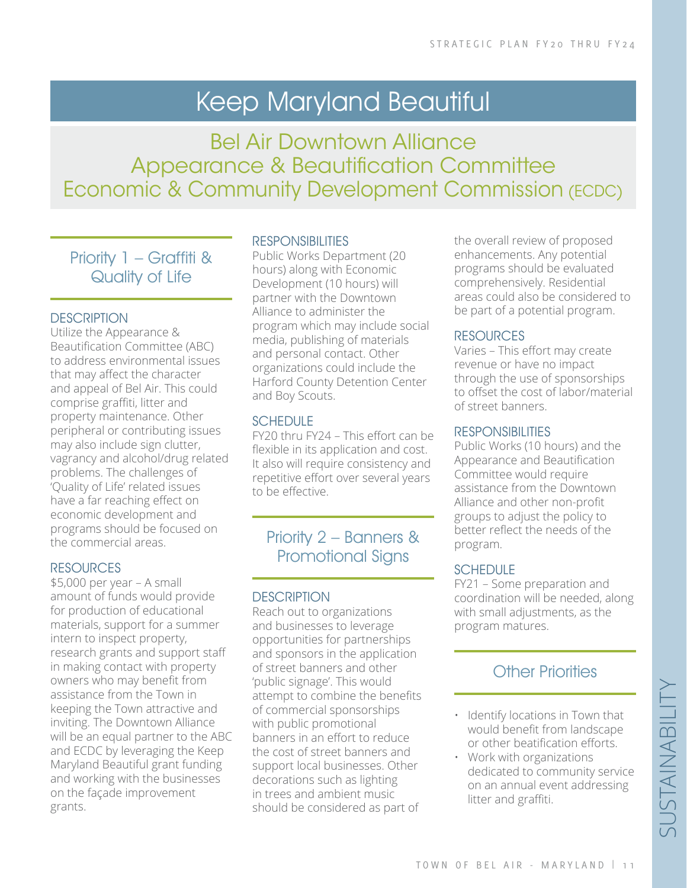# Keep Maryland Beautiful

## Bel Air Downtown Alliance
## Appearance & Beautification Committee
## Economic & Community Development Commission (ECDC)

### Priority 1 – Graffiti & Quality of Life

#### DESCRIPTION

Utilize the Appearance & Beautification Committee (ABC) to address environmental issues that may affect the character and appeal of Bel Air. This could comprise graffiti, litter and property maintenance. Other peripheral or contributing issues may also include sign clutter, vagrancy and alcohol/drug related problems. The challenges of 'Quality of Life' related issues have a far reaching effect on economic development and programs should be focused on the commercial areas.

#### RESOURCES

$5,000 per year – A small amount of funds would provide for production of educational materials, support for a summer intern to inspect property, research grants and support staff in making contact with property owners who may benefit from assistance from the Town in keeping the Town attractive and inviting. The Downtown Alliance will be an equal partner to the ABC and ECDC by leveraging the Keep Maryland Beautiful grant funding and working with the businesses on the façade improvement grants.

#### RESPONSIBILITIES

Public Works Department (20 hours) along with Economic Development (10 hours) will partner with the Downtown Alliance to administer the program which may include social media, publishing of materials and personal contact. Other organizations could include the Harford County Detention Center and Boy Scouts.

#### SCHEDULE

FY20 thru FY24 – This effort can be flexible in its application and cost. It also will require consistency and repetitive effort over several years to be effective.

### Priority 2 – Banners & Promotional Signs

#### DESCRIPTION

Reach out to organizations and businesses to leverage opportunities for partnerships and sponsors in the application of street banners and other 'public signage'. This would attempt to combine the benefits of commercial sponsorships with public promotional banners in an effort to reduce the cost of street banners and support local businesses. Other decorations such as lighting in trees and ambient music should be considered as part of the overall review of proposed enhancements. Any potential programs should be evaluated comprehensively. Residential areas could also be considered to be part of a potential program.

#### RESOURCES

Varies – This effort may create revenue or have no impact through the use of sponsorships to offset the cost of labor/material of street banners.

#### RESPONSIBILITIES

Public Works (10 hours) and the Appearance and Beautification Committee would require assistance from the Downtown Alliance and other non-profit groups to adjust the policy to better reflect the needs of the program.

#### SCHEDULE

FY21 – Some preparation and coordination will be needed, along with small adjustments, as the program matures.

### Other Priorities

- Identify locations in Town that would benefit from landscape or other beatification efforts.
- Work with organizations dedicated to community service on an annual event addressing litter and graffiti.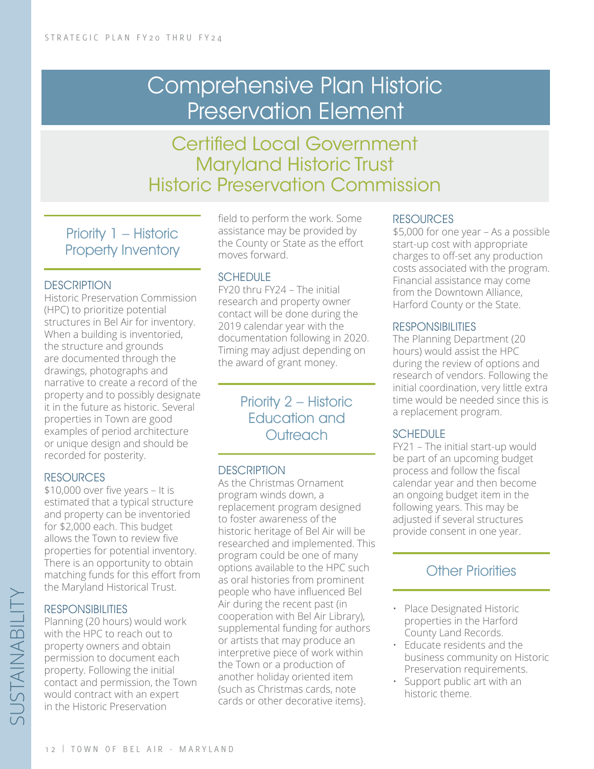# Comprehensive Plan Historic Preservation Element

## Certified Local Government
## Maryland Historic Trust
## Historic Preservation Commission

### Priority 1 – Historic Property Inventory

#### DESCRIPTION

Historic Preservation Commission (HPC) to prioritize potential structures in Bel Air for inventory. When a building is inventoried, the structure and grounds are documented through the drawings, photographs and narrative to create a record of the property and to possibly designate it in the future as historic. Several properties in Town are good examples of period architecture or unique design and should be recorded for posterity.

#### RESOURCES

$10,000 over five years – It is estimated that a typical structure and property can be inventoried for $2,000 each. This budget allows the Town to review five properties for potential inventory. There is an opportunity to obtain matching funds for this effort from the Maryland Historical Trust.

#### RESPONSIBILITIES

Planning (20 hours) would work with the HPC to reach out to property owners and obtain permission to document each property. Following the initial contact and permission, the Town would contract with an expert in the Historic Preservation field to perform the work. Some assistance may be provided by the County or State as the effort moves forward.

#### SCHEDULE

FY20 thru FY24 – The initial research and property owner contact will be done during the 2019 calendar year with the documentation following in 2020. Timing may adjust depending on the award of grant money.

### Priority 2 – Historic Education and Outreach

#### DESCRIPTION

As the Christmas Ornament program winds down, a replacement program designed to foster awareness of the historic heritage of Bel Air will be researched and implemented. This program could be one of many options available to the HPC such as oral histories from prominent people who have influenced Bel Air during the recent past (in cooperation with Bel Air Library), supplemental funding for authors or artists that may produce an interpretive piece of work within the Town or a production of another holiday oriented item (such as Christmas cards, note cards or other decorative items}.

#### RESOURCES

$5,000 for one year – As a possible start-up cost with appropriate charges to off-set any production costs associated with the program. Financial assistance may come from the Downtown Alliance, Harford County or the State.

#### RESPONSIBILITIES

The Planning Department (20 hours) would assist the HPC during the review of options and research of vendors. Following the initial coordination, very little extra time would be needed since this is a replacement program.

#### SCHEDULE

FY21 – The initial start-up would be part of an upcoming budget process and follow the fiscal calendar year and then become an ongoing budget item in the following years. This may be adjusted if several structures provide consent in one year.

### Other Priorities

- Place Designated Historic properties in the Harford County Land Records.
- Educate residents and the business community on Historic Preservation requirements.
- Support public art with an historic theme.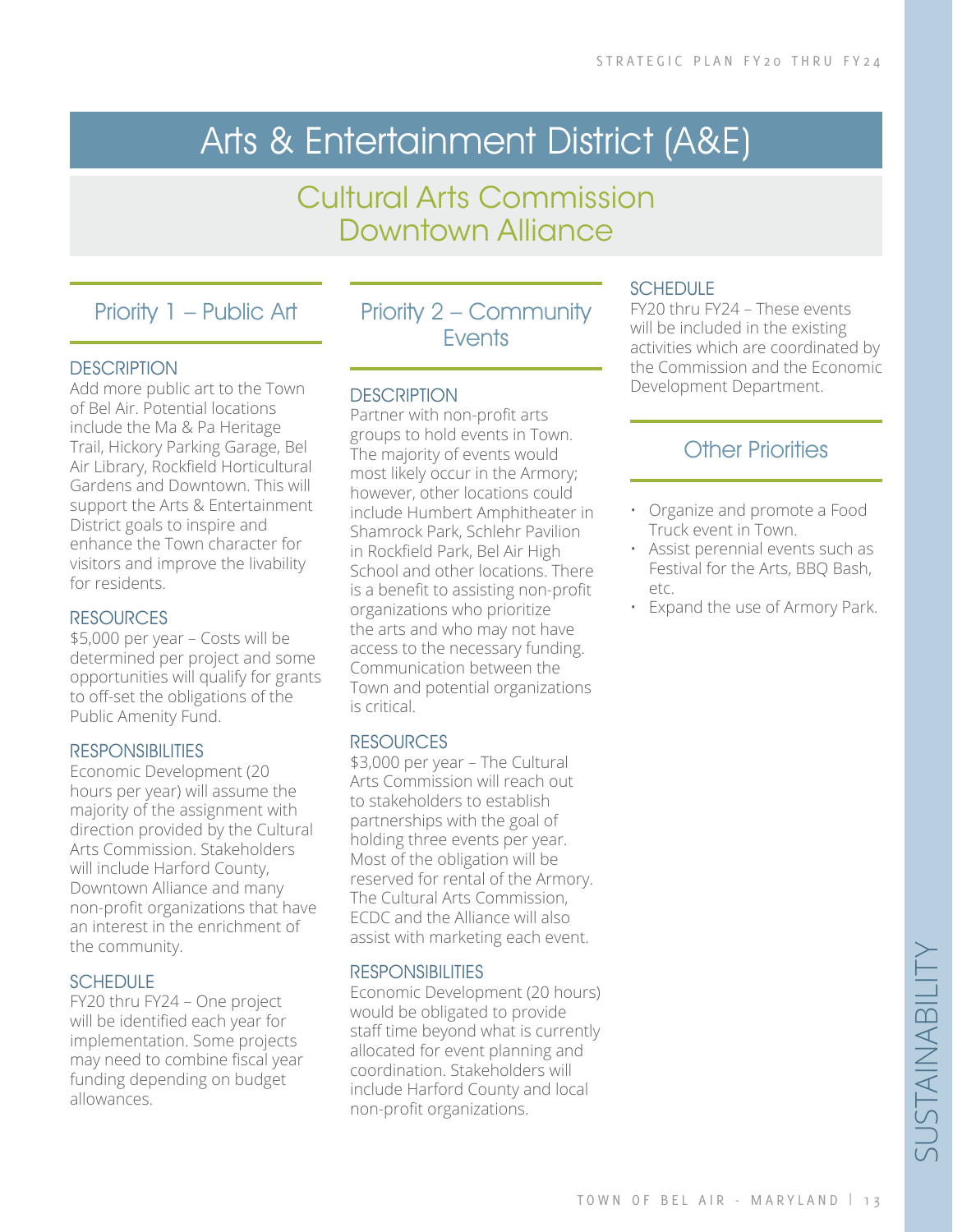# Arts & Entertainment District (A&E)

## Cultural Arts Commission
## Downtown Alliance

### Priority 1 – Public Art

#### DESCRIPTION

Add more public art to the Town of Bel Air. Potential locations include the Ma & Pa Heritage Trail, Hickory Parking Garage, Bel Air Library, Rockfield Horticultural Gardens and Downtown. This will support the Arts & Entertainment District goals to inspire and enhance the Town character for visitors and improve the livability for residents.

#### RESOURCES

$5,000 per year – Costs will be determined per project and some opportunities will qualify for grants to off-set the obligations of the Public Amenity Fund.

#### RESPONSIBILITIES

Economic Development (20 hours per year) will assume the majority of the assignment with direction provided by the Cultural Arts Commission. Stakeholders will include Harford County, Downtown Alliance and many non-profit organizations that have an interest in the enrichment of the community.

#### SCHEDULE

FY20 thru FY24 – One project will be identified each year for implementation. Some projects may need to combine fiscal year funding depending on budget allowances.

### Priority 2 – Community Events

#### DESCRIPTION

Partner with non-profit arts groups to hold events in Town. The majority of events would most likely occur in the Armory; however, other locations could include Humbert Amphitheater in Shamrock Park, Schlehr Pavilion in Rockfield Park, Bel Air High School and other locations. There is a benefit to assisting non-profit organizations who prioritize the arts and who may not have access to the necessary funding. Communication between the Town and potential organizations is critical.

#### RESOURCES

$3,000 per year – The Cultural Arts Commission will reach out to stakeholders to establish partnerships with the goal of holding three events per year. Most of the obligation will be reserved for rental of the Armory. The Cultural Arts Commission, ECDC and the Alliance will also assist with marketing each event.

#### RESPONSIBILITIES

Economic Development (20 hours) would be obligated to provide staff time beyond what is currently allocated for event planning and coordination. Stakeholders will include Harford County and local non-profit organizations.

#### SCHEDULE

FY20 thru FY24 – These events will be included in the existing activities which are coordinated by the Commission and the Economic Development Department.

### Other Priorities

- Organize and promote a Food Truck event in Town.
- Assist perennial events such as Festival for the Arts, BBQ Bash, etc.
- Expand the use of Armory Park.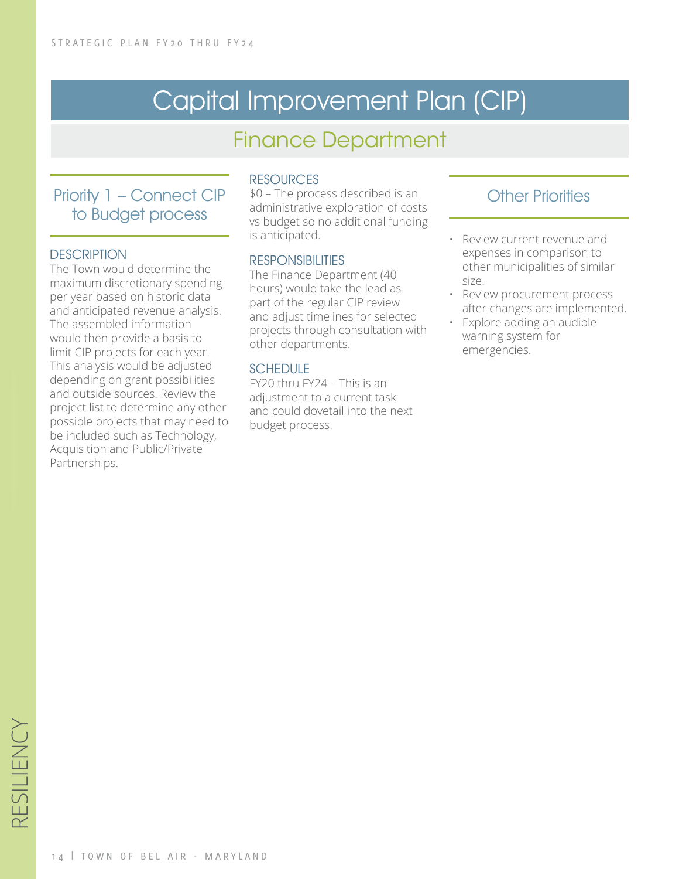# Capital Improvement Plan (CIP)

## Finance Department

### Priority 1 – Connect CIP to Budget process

#### DESCRIPTION

The Town would determine the maximum discretionary spending per year based on historic data and anticipated revenue analysis. The assembled information would then provide a basis to limit CIP projects for each year. This analysis would be adjusted depending on grant possibilities and outside sources. Review the project list to determine any other possible projects that may need to be included such as Technology, Acquisition and Public/Private Partnerships.

#### RESOURCES

$0 – The process described is an administrative exploration of costs vs budget so no additional funding is anticipated.

#### RESPONSIBILITIES

The Finance Department (40 hours) would take the lead as part of the regular CIP review and adjust timelines for selected projects through consultation with other departments.

#### SCHEDULE

FY20 thru FY24 – This is an adjustment to a current task and could dovetail into the next budget process.

### Other Priorities

- Review current revenue and expenses in comparison to other municipalities of similar size.
- Review procurement process after changes are implemented.
- Explore adding an audible warning system for emergencies.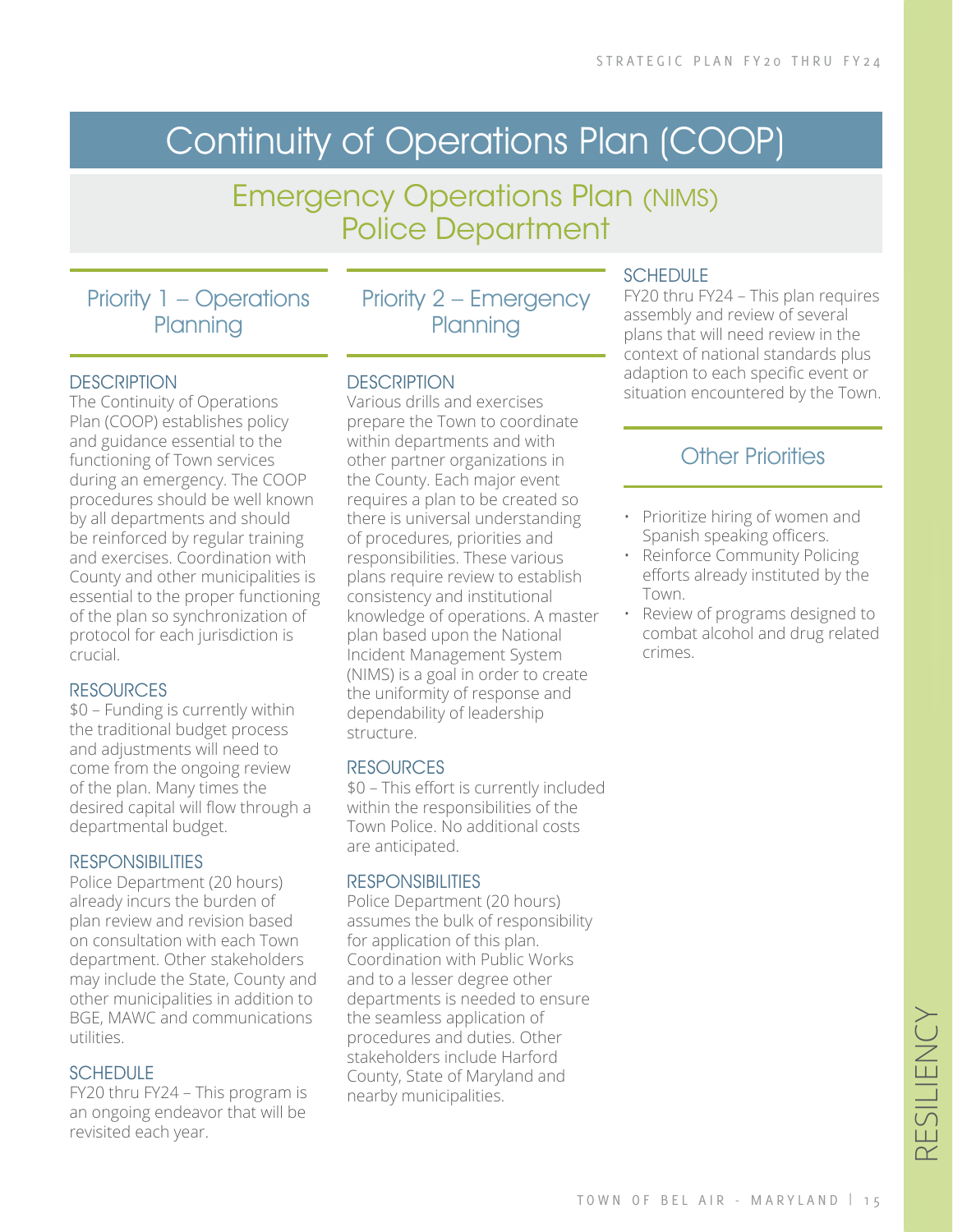# Continuity of Operations Plan (COOP)

## Emergency Operations Plan (NIMS) Police Department

### Priority 1 – Operations Planning

#### DESCRIPTION

The Continuity of Operations Plan (COOP) establishes policy and guidance essential to the functioning of Town services during an emergency. The COOP procedures should be well known by all departments and should be reinforced by regular training and exercises. Coordination with County and other municipalities is essential to the proper functioning of the plan so synchronization of protocol for each jurisdiction is crucial.

#### RESOURCES

$0 – Funding is currently within the traditional budget process and adjustments will need to come from the ongoing review of the plan. Many times the desired capital will flow through a departmental budget.

#### RESPONSIBILITIES

Police Department (20 hours) already incurs the burden of plan review and revision based on consultation with each Town department. Other stakeholders may include the State, County and other municipalities in addition to BGE, MAWC and communications utilities.

#### SCHEDULE

FY20 thru FY24 – This program is an ongoing endeavor that will be revisited each year.

### Priority 2 – Emergency Planning

#### DESCRIPTION

Various drills and exercises prepare the Town to coordinate within departments and with other partner organizations in the County. Each major event requires a plan to be created so there is universal understanding of procedures, priorities and responsibilities. These various plans require review to establish consistency and institutional knowledge of operations. A master plan based upon the National Incident Management System (NIMS) is a goal in order to create the uniformity of response and dependability of leadership structure.

#### RESOURCES

$0 – This effort is currently included within the responsibilities of the Town Police. No additional costs are anticipated.

#### RESPONSIBILITIES

Police Department (20 hours) assumes the bulk of responsibility for application of this plan. Coordination with Public Works and to a lesser degree other departments is needed to ensure the seamless application of procedures and duties. Other stakeholders include Harford County, State of Maryland and nearby municipalities.

#### SCHEDULE

FY20 thru FY24 – This plan requires assembly and review of several plans that will need review in the context of national standards plus adaption to each specific event or situation encountered by the Town.

### Other Priorities

- Prioritize hiring of women and Spanish speaking officers.
- Reinforce Community Policing efforts already instituted by the Town.
- Review of programs designed to combat alcohol and drug related crimes.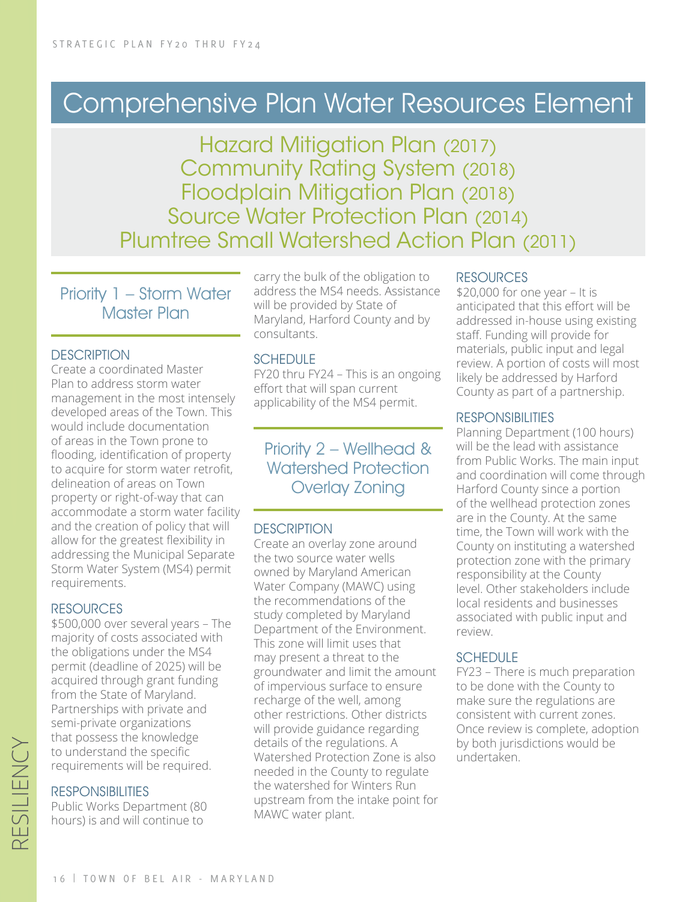# Comprehensive Plan Water Resources Element

Hazard Mitigation Plan (2017)
Community Rating System (2018)
Floodplain Mitigation Plan (2018)
Source Water Protection Plan (2014)
Plumtree Small Watershed Action Plan (2011)

## Priority 1 – Storm Water Master Plan

### DESCRIPTION

Create a coordinated Master Plan to address storm water management in the most intensely developed areas of the Town. This would include documentation of areas in the Town prone to flooding, identification of property to acquire for storm water retrofit, delineation of areas on Town property or right-of-way that can accommodate a storm water facility and the creation of policy that will allow for the greatest flexibility in addressing the Municipal Separate Storm Water System (MS4) permit requirements.

### RESOURCES

$500,000 over several years – The majority of costs associated with the obligations under the MS4 permit (deadline of 2025) will be acquired through grant funding from the State of Maryland. Partnerships with private and semi-private organizations that possess the knowledge to understand the specific requirements will be required.

### RESPONSIBILITIES

Public Works Department (80 hours) is and will continue to carry the bulk of the obligation to address the MS4 needs. Assistance will be provided by State of Maryland, Harford County and by consultants.

### SCHEDULE

FY20 thru FY24 – This is an ongoing effort that will span current applicability of the MS4 permit.

## Priority 2 – Wellhead & Watershed Protection Overlay Zoning

### DESCRIPTION

Create an overlay zone around the two source water wells owned by Maryland American Water Company (MAWC) using the recommendations of the study completed by Maryland Department of the Environment. This zone will limit uses that may present a threat to the groundwater and limit the amount of impervious surface to ensure recharge of the well, among other restrictions. Other districts will provide guidance regarding details of the regulations. A Watershed Protection Zone is also needed in the County to regulate the watershed for Winters Run upstream from the intake point for MAWC water plant.

### RESOURCES

$20,000 for one year – It is anticipated that this effort will be addressed in-house using existing staff. Funding will provide for materials, public input and legal review. A portion of costs will most likely be addressed by Harford County as part of a partnership.

### RESPONSIBILITIES

Planning Department (100 hours) will be the lead with assistance from Public Works. The main input and coordination will come through Harford County since a portion of the wellhead protection zones are in the County. At the same time, the Town will work with the County on instituting a watershed protection zone with the primary responsibility at the County level. Other stakeholders include local residents and businesses associated with public input and review.

### SCHEDULE

FY23 – There is much preparation to be done with the County to make sure the regulations are consistent with current zones. Once review is complete, adoption by both jurisdictions would be undertaken.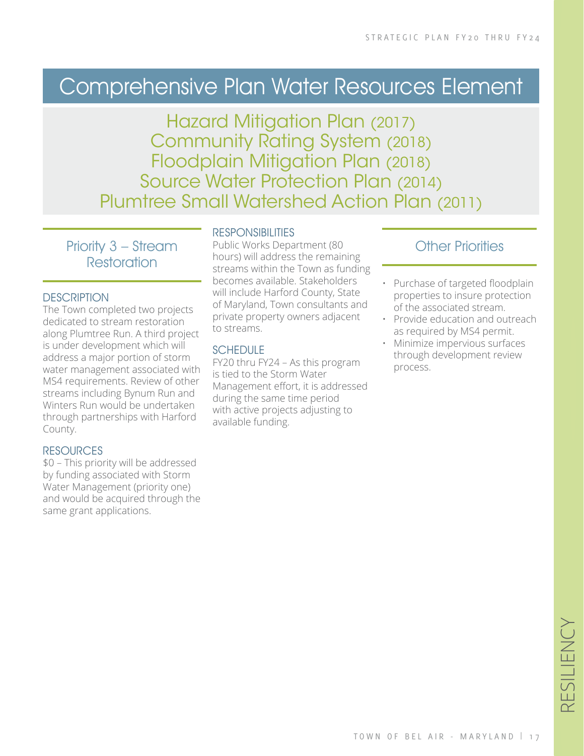# Comprehensive Plan Water Resources Element

Hazard Mitigation Plan (2017)
Community Rating System (2018)
Floodplain Mitigation Plan (2018)
Source Water Protection Plan (2014)
Plumtree Small Watershed Action Plan (2011)

## Priority 3 – Stream Restoration

### DESCRIPTION

The Town completed two projects dedicated to stream restoration along Plumtree Run. A third project is under development which will address a major portion of storm water management associated with MS4 requirements. Review of other streams including Bynum Run and Winters Run would be undertaken through partnerships with Harford County.

### RESOURCES

$0 – This priority will be addressed by funding associated with Storm Water Management (priority one) and would be acquired through the same grant applications.

### RESPONSIBILITIES

Public Works Department (80 hours) will address the remaining streams within the Town as funding becomes available. Stakeholders will include Harford County, State of Maryland, Town consultants and private property owners adjacent to streams.

### SCHEDULE

FY20 thru FY24 – As this program is tied to the Storm Water Management effort, it is addressed during the same time period with active projects adjusting to available funding.

## Other Priorities

- Purchase of targeted floodplain properties to insure protection of the associated stream.
- Provide education and outreach as required by MS4 permit.
- Minimize impervious surfaces through development review process.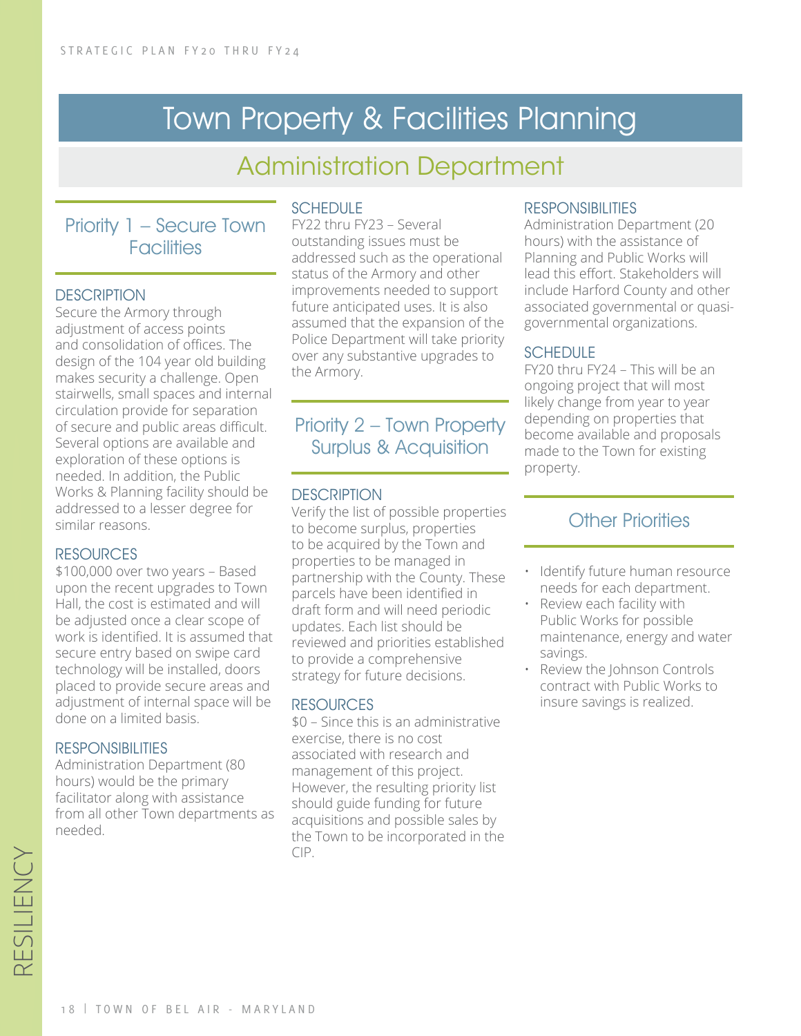# Town Property & Facilities Planning

## Administration Department

### Priority 1 – Secure Town Facilities

#### DESCRIPTION

Secure the Armory through adjustment of access points and consolidation of offices. The design of the 104 year old building makes security a challenge. Open stairwells, small spaces and internal circulation provide for separation of secure and public areas difficult. Several options are available and exploration of these options is needed. In addition, the Public Works & Planning facility should be addressed to a lesser degree for similar reasons.

#### RESOURCES

$100,000 over two years – Based upon the recent upgrades to Town Hall, the cost is estimated and will be adjusted once a clear scope of work is identified. It is assumed that secure entry based on swipe card technology will be installed, doors placed to provide secure areas and adjustment of internal space will be done on a limited basis.

#### RESPONSIBILITIES

Administration Department (80 hours) would be the primary facilitator along with assistance from all other Town departments as needed.

#### SCHEDULE

FY22 thru FY23 – Several outstanding issues must be addressed such as the operational status of the Armory and other improvements needed to support future anticipated uses. It is also assumed that the expansion of the Police Department will take priority over any substantive upgrades to the Armory.

### Priority 2 – Town Property Surplus & Acquisition

#### DESCRIPTION

Verify the list of possible properties to become surplus, properties to be acquired by the Town and properties to be managed in partnership with the County. These parcels have been identified in draft form and will need periodic updates. Each list should be reviewed and priorities established to provide a comprehensive strategy for future decisions.

#### RESOURCES

$0 – Since this is an administrative exercise, there is no cost associated with research and management of this project. However, the resulting priority list should guide funding for future acquisitions and possible sales by the Town to be incorporated in the CIP.

#### RESPONSIBILITIES

Administration Department (20 hours) with the assistance of Planning and Public Works will lead this effort. Stakeholders will include Harford County and other associated governmental or quasi-governmental organizations.

#### SCHEDULE

FY20 thru FY24 – This will be an ongoing project that will most likely change from year to year depending on properties that become available and proposals made to the Town for existing property.

### Other Priorities

- Identify future human resource needs for each department.
- Review each facility with Public Works for possible maintenance, energy and water savings.
- Review the Johnson Controls contract with Public Works to insure savings is realized.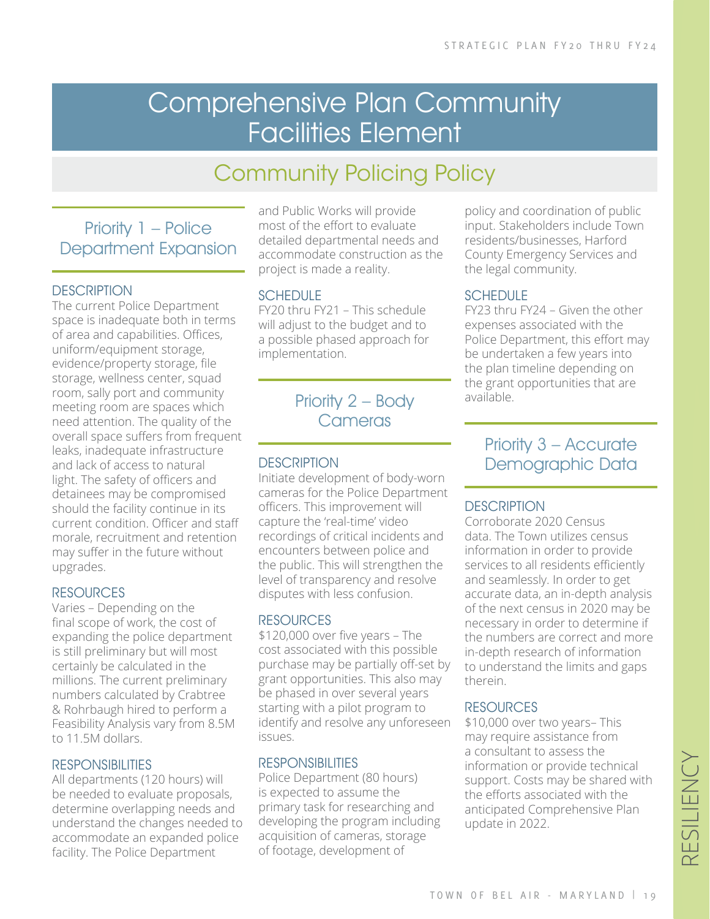# Comprehensive Plan Community Facilities Element

## Community Policing Policy

### Priority 1 – Police Department Expansion

#### DESCRIPTION

The current Police Department space is inadequate both in terms of area and capabilities. Offices, uniform/equipment storage, evidence/property storage, file storage, wellness center, squad room, sally port and community meeting room are spaces which need attention. The quality of the overall space suffers from frequent leaks, inadequate infrastructure and lack of access to natural light. The safety of officers and detainees may be compromised should the facility continue in its current condition. Officer and staff morale, recruitment and retention may suffer in the future without upgrades.

#### RESOURCES

Varies – Depending on the final scope of work, the cost of expanding the police department is still preliminary but will most certainly be calculated in the millions. The current preliminary numbers calculated by Crabtree & Rohrbaugh hired to perform a Feasibility Analysis vary from 8.5M to 11.5M dollars.

#### RESPONSIBILITIES

All departments (120 hours) will be needed to evaluate proposals, determine overlapping needs and understand the changes needed to accommodate an expanded police facility. The Police Department and Public Works will provide most of the effort to evaluate detailed departmental needs and accommodate construction as the project is made a reality.

#### SCHEDULE

FY20 thru FY21 – This schedule will adjust to the budget and to a possible phased approach for implementation.

### Priority 2 – Body Cameras

#### DESCRIPTION

Initiate development of body-worn cameras for the Police Department officers. This improvement will capture the 'real-time' video recordings of critical incidents and encounters between police and the public. This will strengthen the level of transparency and resolve disputes with less confusion.

#### RESOURCES

$120,000 over five years – The cost associated with this possible purchase may be partially off-set by grant opportunities. This also may be phased in over several years starting with a pilot program to identify and resolve any unforeseen issues.

#### RESPONSIBILITIES

Police Department (80 hours) is expected to assume the primary task for researching and developing the program including acquisition of cameras, storage of footage, development of policy and coordination of public input. Stakeholders include Town residents/businesses, Harford County Emergency Services and the legal community.

#### SCHEDULE

FY23 thru FY24 – Given the other expenses associated with the Police Department, this effort may be undertaken a few years into the plan timeline depending on the grant opportunities that are available.

### Priority 3 – Accurate Demographic Data

#### DESCRIPTION

Corroborate 2020 Census data. The Town utilizes census information in order to provide services to all residents efficiently and seamlessly. In order to get accurate data, an in-depth analysis of the next census in 2020 may be necessary in order to determine if the numbers are correct and more in-depth research of information to understand the limits and gaps therein.

#### RESOURCES

$10,000 over two years– This may require assistance from a consultant to assess the information or provide technical support. Costs may be shared with the efforts associated with the anticipated Comprehensive Plan update in 2022.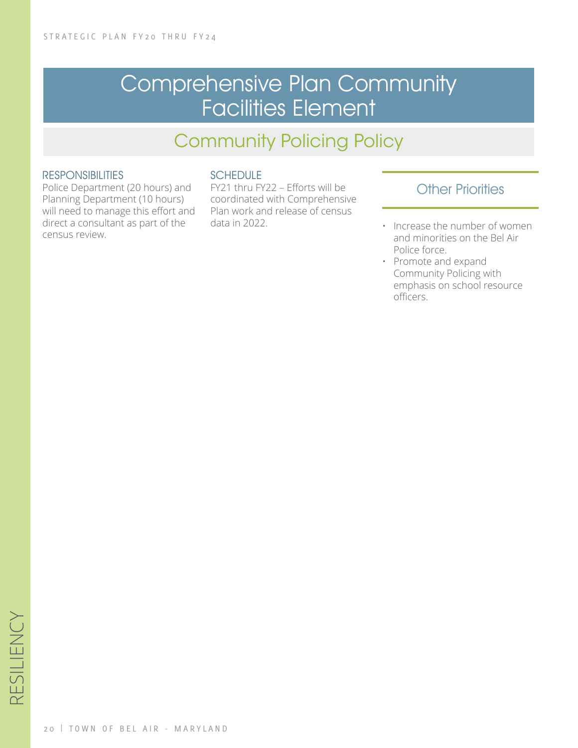# Comprehensive Plan Community Facilities Element

## Community Policing Policy

### RESPONSIBILITIES

Police Department (20 hours) and Planning Department (10 hours) will need to manage this effort and direct a consultant as part of the census review.

### SCHEDULE

FY21 thru FY22 – Efforts will be coordinated with Comprehensive Plan work and release of census data in 2022.

### Other Priorities

- Increase the number of women and minorities on the Bel Air Police force.
- Promote and expand Community Policing with emphasis on school resource officers.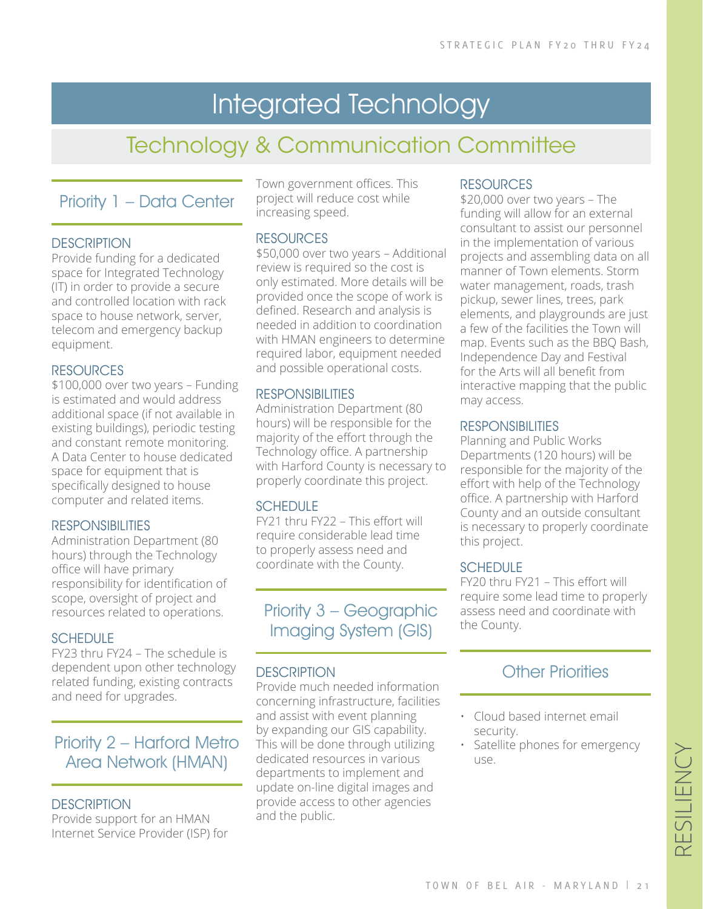# Integrated Technology

## Technology & Communication Committee

### Priority 1 – Data Center

**DESCRIPTION**
Provide funding for a dedicated space for Integrated Technology (IT) in order to provide a secure and controlled location with rack space to house network, server, telecom and emergency backup equipment.

**RESOURCES**
$100,000 over two years – Funding is estimated and would address additional space (if not available in existing buildings), periodic testing and constant remote monitoring. A Data Center to house dedicated space for equipment that is specifically designed to house computer and related items.

**RESPONSIBILITIES**
Administration Department (80 hours) through the Technology office will have primary responsibility for identification of scope, oversight of project and resources related to operations.

**SCHEDULE**
FY23 thru FY24 – The schedule is dependent upon other technology related funding, existing contracts and need for upgrades.

### Priority 2 – Harford Metro Area Network (HMAN)

**DESCRIPTION**
Provide support for an HMAN Internet Service Provider (ISP) for Town government offices. This project will reduce cost while increasing speed.

**RESOURCES**
$50,000 over two years – Additional review is required so the cost is only estimated. More details will be provided once the scope of work is defined. Research and analysis is needed in addition to coordination with HMAN engineers to determine required labor, equipment needed and possible operational costs.

**RESPONSIBILITIES**
Administration Department (80 hours) will be responsible for the majority of the effort through the Technology office. A partnership with Harford County is necessary to properly coordinate this project.

**SCHEDULE**
FY21 thru FY22 – This effort will require considerable lead time to properly assess need and coordinate with the County.

### Priority 3 – Geographic Imaging System (GIS)

**DESCRIPTION**
Provide much needed information concerning infrastructure, facilities and assist with event planning by expanding our GIS capability. This will be done through utilizing dedicated resources in various departments to implement and update on-line digital images and provide access to other agencies and the public.

**RESOURCES**
$20,000 over two years – The funding will allow for an external consultant to assist our personnel in the implementation of various projects and assembling data on all manner of Town elements. Storm water management, roads, trash pickup, sewer lines, trees, park elements, and playgrounds are just a few of the facilities the Town will map. Events such as the BBQ Bash, Independence Day and Festival for the Arts will all benefit from interactive mapping that the public may access.

**RESPONSIBILITIES**
Planning and Public Works Departments (120 hours) will be responsible for the majority of the effort with help of the Technology office. A partnership with Harford County and an outside consultant is necessary to properly coordinate this project.

**SCHEDULE**
FY20 thru FY21 – This effort will require some lead time to properly assess need and coordinate with the County.

### Other Priorities

- Cloud based internet email security.
- Satellite phones for emergency use.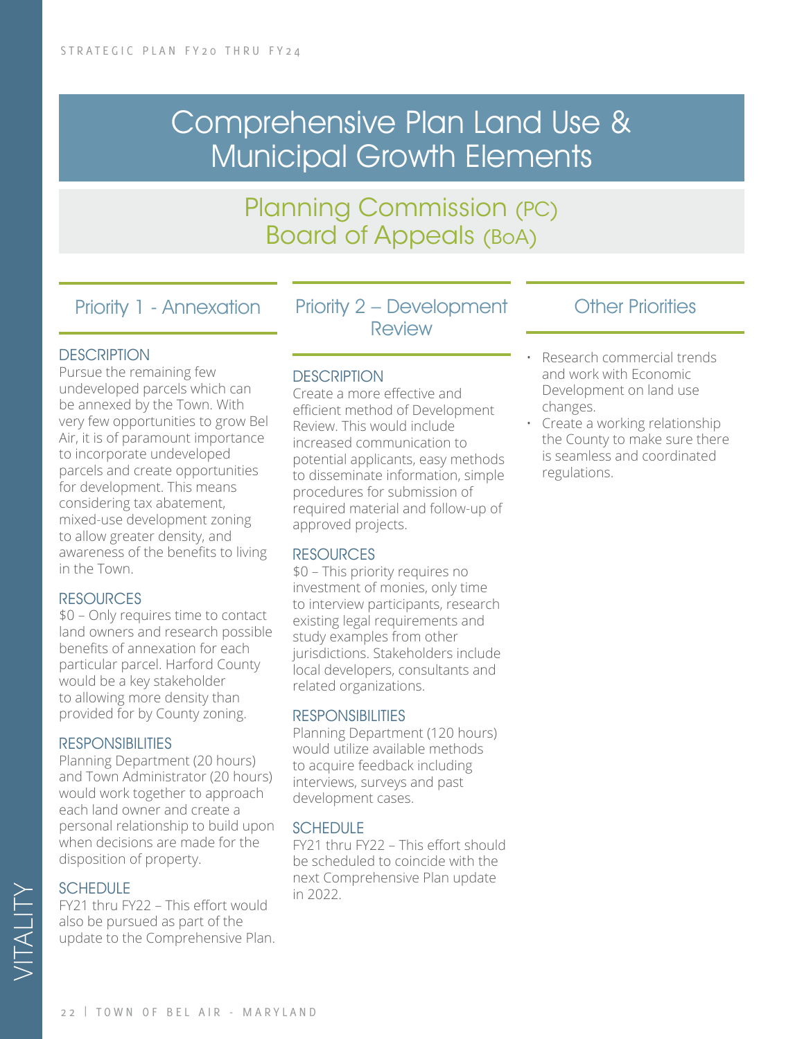# Comprehensive Plan Land Use & Municipal Growth Elements

## Planning Commission (PC) Board of Appeals (BoA)

### Priority 1 - Annexation

#### DESCRIPTION

Pursue the remaining few undeveloped parcels which can be annexed by the Town. With very few opportunities to grow Bel Air, it is of paramount importance to incorporate undeveloped parcels and create opportunities for development. This means considering tax abatement, mixed-use development zoning to allow greater density, and awareness of the benefits to living in the Town.

#### RESOURCES

$0 – Only requires time to contact land owners and research possible benefits of annexation for each particular parcel. Harford County would be a key stakeholder to allowing more density than provided for by County zoning.

#### RESPONSIBILITIES

Planning Department (20 hours) and Town Administrator (20 hours) would work together to approach each land owner and create a personal relationship to build upon when decisions are made for the disposition of property.

#### SCHEDULE

FY21 thru FY22 – This effort would also be pursued as part of the update to the Comprehensive Plan.

### Priority 2 – Development Review

#### DESCRIPTION

Create a more effective and efficient method of Development Review. This would include increased communication to potential applicants, easy methods to disseminate information, simple procedures for submission of required material and follow-up of approved projects.

#### RESOURCES

$0 – This priority requires no investment of monies, only time to interview participants, research existing legal requirements and study examples from other jurisdictions. Stakeholders include local developers, consultants and related organizations.

#### RESPONSIBILITIES

Planning Department (120 hours) would utilize available methods to acquire feedback including interviews, surveys and past development cases.

#### SCHEDULE

FY21 thru FY22 – This effort should be scheduled to coincide with the next Comprehensive Plan update in 2022.

### Other Priorities

- Research commercial trends and work with Economic Development on land use changes.
- Create a working relationship the County to make sure there is seamless and coordinated regulations.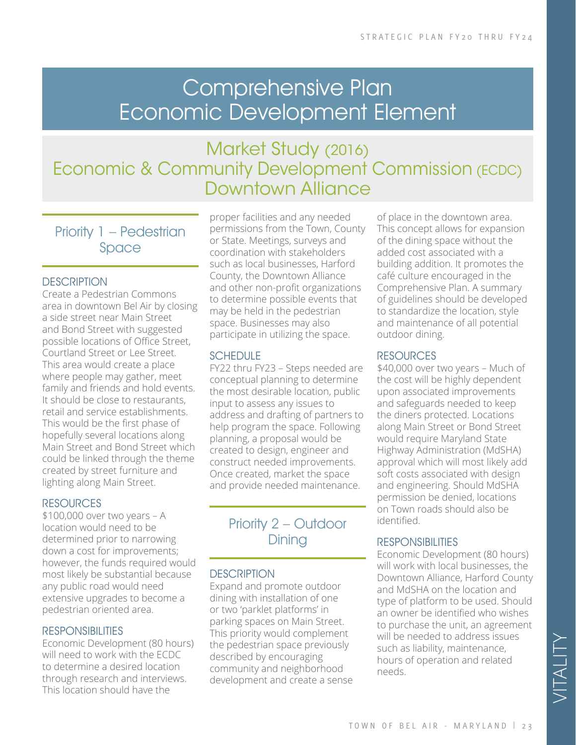# Comprehensive Plan Economic Development Element

## Market Study (2016)
## Economic & Community Development Commission (ECDC)
## Downtown Alliance

### Priority 1 – Pedestrian Space

#### DESCRIPTION

Create a Pedestrian Commons area in downtown Bel Air by closing a side street near Main Street and Bond Street with suggested possible locations of Office Street, Courtland Street or Lee Street. This area would create a place where people may gather, meet family and friends and hold events. It should be close to restaurants, retail and service establishments. This would be the first phase of hopefully several locations along Main Street and Bond Street which could be linked through the theme created by street furniture and lighting along Main Street.

#### RESOURCES

$100,000 over two years – A location would need to be determined prior to narrowing down a cost for improvements; however, the funds required would most likely be substantial because any public road would need extensive upgrades to become a pedestrian oriented area.

#### RESPONSIBILITIES

Economic Development (80 hours) will need to work with the ECDC to determine a desired location through research and interviews. This location should have the proper facilities and any needed permissions from the Town, County or State. Meetings, surveys and coordination with stakeholders such as local businesses, Harford County, the Downtown Alliance and other non-profit organizations to determine possible events that may be held in the pedestrian space. Businesses may also participate in utilizing the space.

#### SCHEDULE

FY22 thru FY23 – Steps needed are conceptual planning to determine the most desirable location, public input to assess any issues to address and drafting of partners to help program the space. Following planning, a proposal would be created to design, engineer and construct needed improvements. Once created, market the space and provide needed maintenance.

### Priority 2 – Outdoor Dining

#### DESCRIPTION

Expand and promote outdoor dining with installation of one or two 'parklet platforms' in parking spaces on Main Street. This priority would complement the pedestrian space previously described by encouraging community and neighborhood development and create a sense of place in the downtown area. This concept allows for expansion of the dining space without the added cost associated with a building addition. It promotes the café culture encouraged in the Comprehensive Plan. A summary of guidelines should be developed to standardize the location, style and maintenance of all potential outdoor dining.

#### RESOURCES

$40,000 over two years – Much of the cost will be highly dependent upon associated improvements and safeguards needed to keep the diners protected. Locations along Main Street or Bond Street would require Maryland State Highway Administration (MdSHA) approval which will most likely add soft costs associated with design and engineering. Should MdSHA permission be denied, locations on Town roads should also be identified.

#### RESPONSIBILITIES

Economic Development (80 hours) will work with local businesses, the Downtown Alliance, Harford County and MdSHA on the location and type of platform to be used. Should an owner be identified who wishes to purchase the unit, an agreement will be needed to address issues such as liability, maintenance, hours of operation and related needs.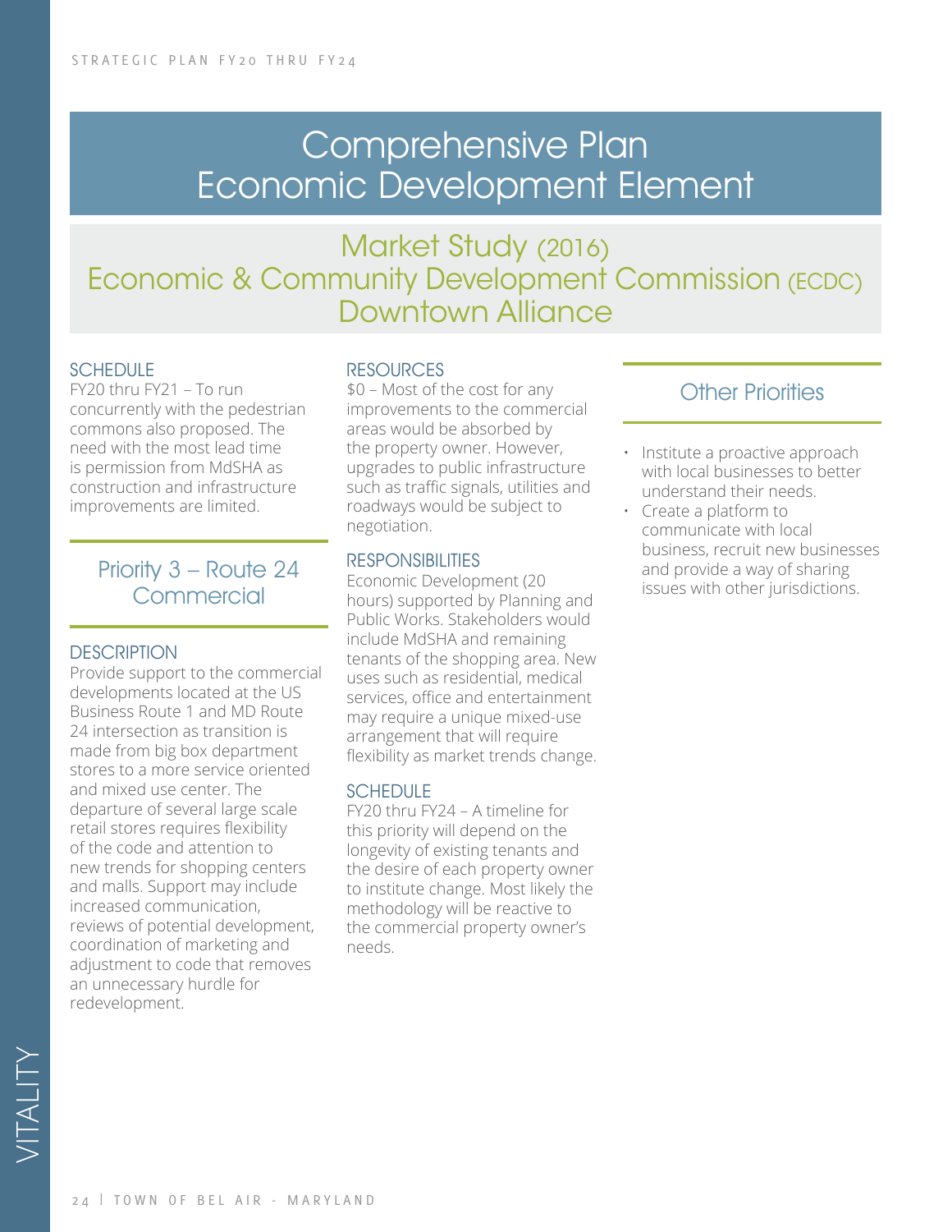# Comprehensive Plan Economic Development Element

## Market Study (2016)
## Economic & Community Development Commission (ECDC)
## Downtown Alliance

### SCHEDULE

FY20 thru FY21 – To run concurrently with the pedestrian commons also proposed. The need with the most lead time is permission from MdSHA as construction and infrastructure improvements are limited.

## Priority 3 – Route 24 Commercial

### DESCRIPTION

Provide support to the commercial developments located at the US Business Route 1 and MD Route 24 intersection as transition is made from big box department stores to a more service oriented and mixed use center. The departure of several large scale retail stores requires flexibility of the code and attention to new trends for shopping centers and malls. Support may include increased communication, reviews of potential development, coordination of marketing and adjustment to code that removes an unnecessary hurdle for redevelopment.

### RESOURCES

$0 – Most of the cost for any improvements to the commercial areas would be absorbed by the property owner. However, upgrades to public infrastructure such as traffic signals, utilities and roadways would be subject to negotiation.

### RESPONSIBILITIES

Economic Development (20 hours) supported by Planning and Public Works. Stakeholders would include MdSHA and remaining tenants of the shopping area. New uses such as residential, medical services, office and entertainment may require a unique mixed-use arrangement that will require flexibility as market trends change.

### SCHEDULE

FY20 thru FY24 – A timeline for this priority will depend on the longevity of existing tenants and the desire of each property owner to institute change. Most likely the methodology will be reactive to the commercial property owner's needs.

## Other Priorities

- Institute a proactive approach with local businesses to better understand their needs.
- Create a platform to communicate with local business, recruit new businesses and provide a way of sharing issues with other jurisdictions.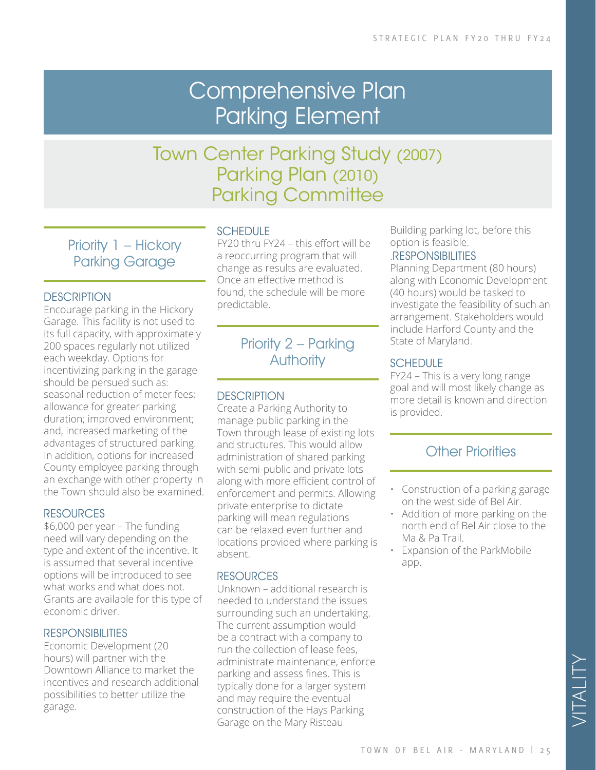# Comprehensive Plan Parking Element

## Town Center Parking Study (2007) Parking Plan (2010) Parking Committee

### Priority 1 – Hickory Parking Garage

#### DESCRIPTION

Encourage parking in the Hickory Garage. This facility is not used to its full capacity, with approximately 200 spaces regularly not utilized each weekday. Options for incentivizing parking in the garage should be persued such as: seasonal reduction of meter fees; allowance for greater parking duration; improved environment; and, increased marketing of the advantages of structured parking. In addition, options for increased County employee parking through an exchange with other property in the Town should also be examined.

#### RESOURCES

$6,000 per year – The funding need will vary depending on the type and extent of the incentive. It is assumed that several incentive options will be introduced to see what works and what does not. Grants are available for this type of economic driver.

#### RESPONSIBILITIES

Economic Development (20 hours) will partner with the Downtown Alliance to market the incentives and research additional possibilities to better utilize the garage.

#### SCHEDULE

FY20 thru FY24 – this effort will be a reoccurring program that will change as results are evaluated. Once an effective method is found, the schedule will be more predictable.

### Priority 2 – Parking Authority

#### DESCRIPTION

Create a Parking Authority to manage public parking in the Town through lease of existing lots and structures. This would allow administration of shared parking with semi-public and private lots along with more efficient control of enforcement and permits. Allowing private enterprise to dictate parking will mean regulations can be relaxed even further and locations provided where parking is absent.

#### RESOURCES

Unknown – additional research is needed to understand the issues surrounding such an undertaking. The current assumption would be a contract with a company to run the collection of lease fees, administrate maintenance, enforce parking and assess fines. This is typically done for a larger system and may require the eventual construction of the Hays Parking Garage on the Mary Risteau Building parking lot, before this option is feasible.

#### .RESPONSIBILITIES

Planning Department (80 hours) along with Economic Development (40 hours) would be tasked to investigate the feasibility of such an arrangement. Stakeholders would include Harford County and the State of Maryland.

#### SCHEDULE

FY24 – This is a very long range goal and will most likely change as more detail is known and direction is provided.

### Other Priorities

- Construction of a parking garage on the west side of Bel Air.
- Addition of more parking on the north end of Bel Air close to the Ma & Pa Trail.
- Expansion of the ParkMobile app.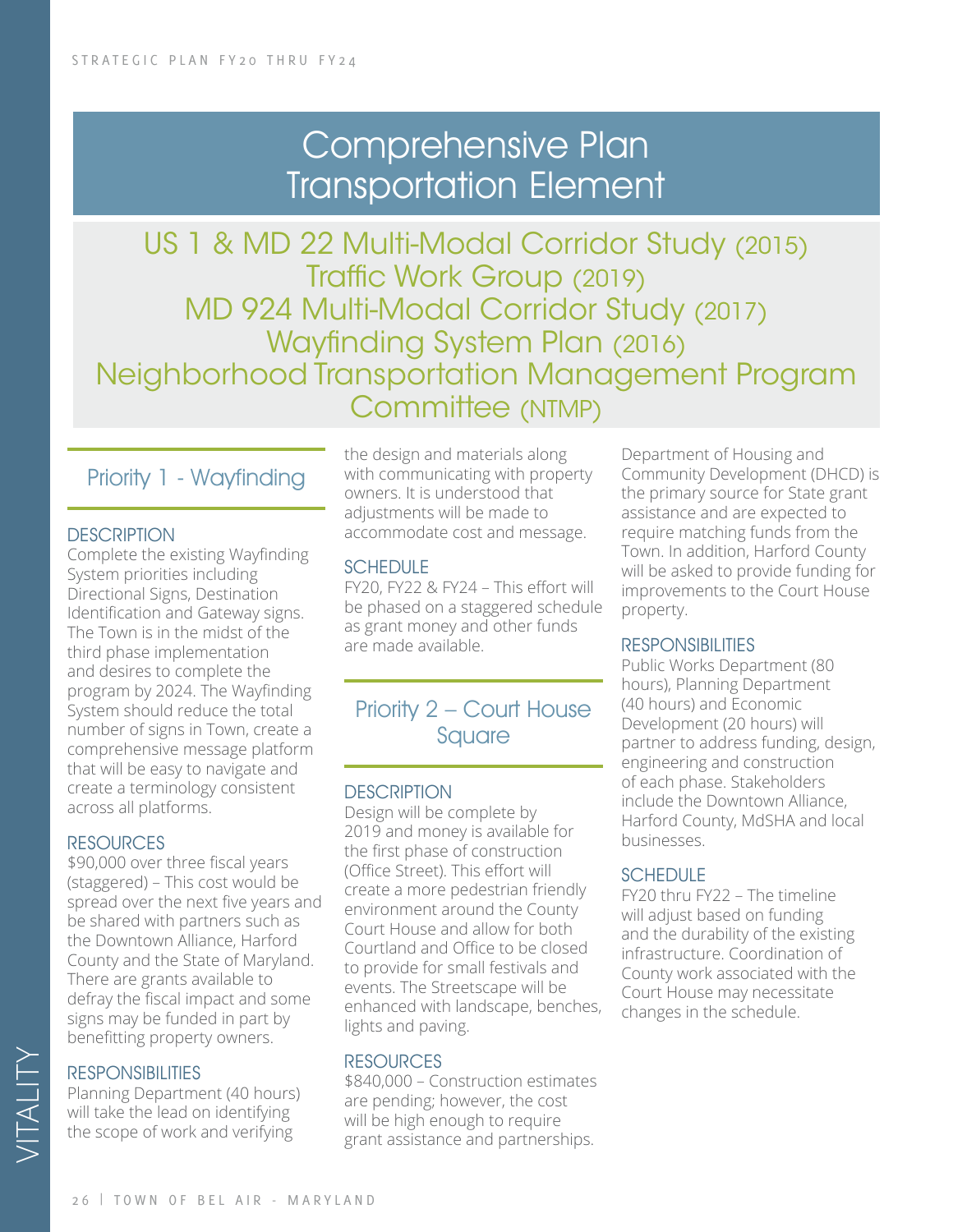# Comprehensive Plan Transportation Element

## US 1 & MD 22 Multi-Modal Corridor Study (2015)
## Traffic Work Group (2019)
## MD 924 Multi-Modal Corridor Study (2017)
## Wayfinding System Plan (2016)
## Neighborhood Transportation Management Program Committee (NTMP)

### Priority 1 - Wayfinding

**DESCRIPTION**

Complete the existing Wayfinding System priorities including Directional Signs, Destination Identification and Gateway signs. The Town is in the midst of the third phase implementation and desires to complete the program by 2024. The Wayfinding System should reduce the total number of signs in Town, create a comprehensive message platform that will be easy to navigate and create a terminology consistent across all platforms.

**RESOURCES**

$90,000 over three fiscal years (staggered) – This cost would be spread over the next five years and be shared with partners such as the Downtown Alliance, Harford County and the State of Maryland. There are grants available to defray the fiscal impact and some signs may be funded in part by benefitting property owners.

**RESPONSIBILITIES**

Planning Department (40 hours) will take the lead on identifying the scope of work and verifying the design and materials along with communicating with property owners. It is understood that adjustments will be made to accommodate cost and message.

**SCHEDULE**

FY20, FY22 & FY24 – This effort will be phased on a staggered schedule as grant money and other funds are made available.

### Priority 2 – Court House Square

**DESCRIPTION**

Design will be complete by 2019 and money is available for the first phase of construction (Office Street). This effort will create a more pedestrian friendly environment around the County Court House and allow for both Courtland and Office to be closed to provide for small festivals and events. The Streetscape will be enhanced with landscape, benches, lights and paving.

**RESOURCES**

$840,000 – Construction estimates are pending; however, the cost will be high enough to require grant assistance and partnerships. Department of Housing and Community Development (DHCD) is the primary source for State grant assistance and are expected to require matching funds from the Town. In addition, Harford County will be asked to provide funding for improvements to the Court House property.

**RESPONSIBILITIES**

Public Works Department (80 hours), Planning Department (40 hours) and Economic Development (20 hours) will partner to address funding, design, engineering and construction of each phase. Stakeholders include the Downtown Alliance, Harford County, MdSHA and local businesses.

**SCHEDULE**

FY20 thru FY22 – The timeline will adjust based on funding and the durability of the existing infrastructure. Coordination of County work associated with the Court House may necessitate changes in the schedule.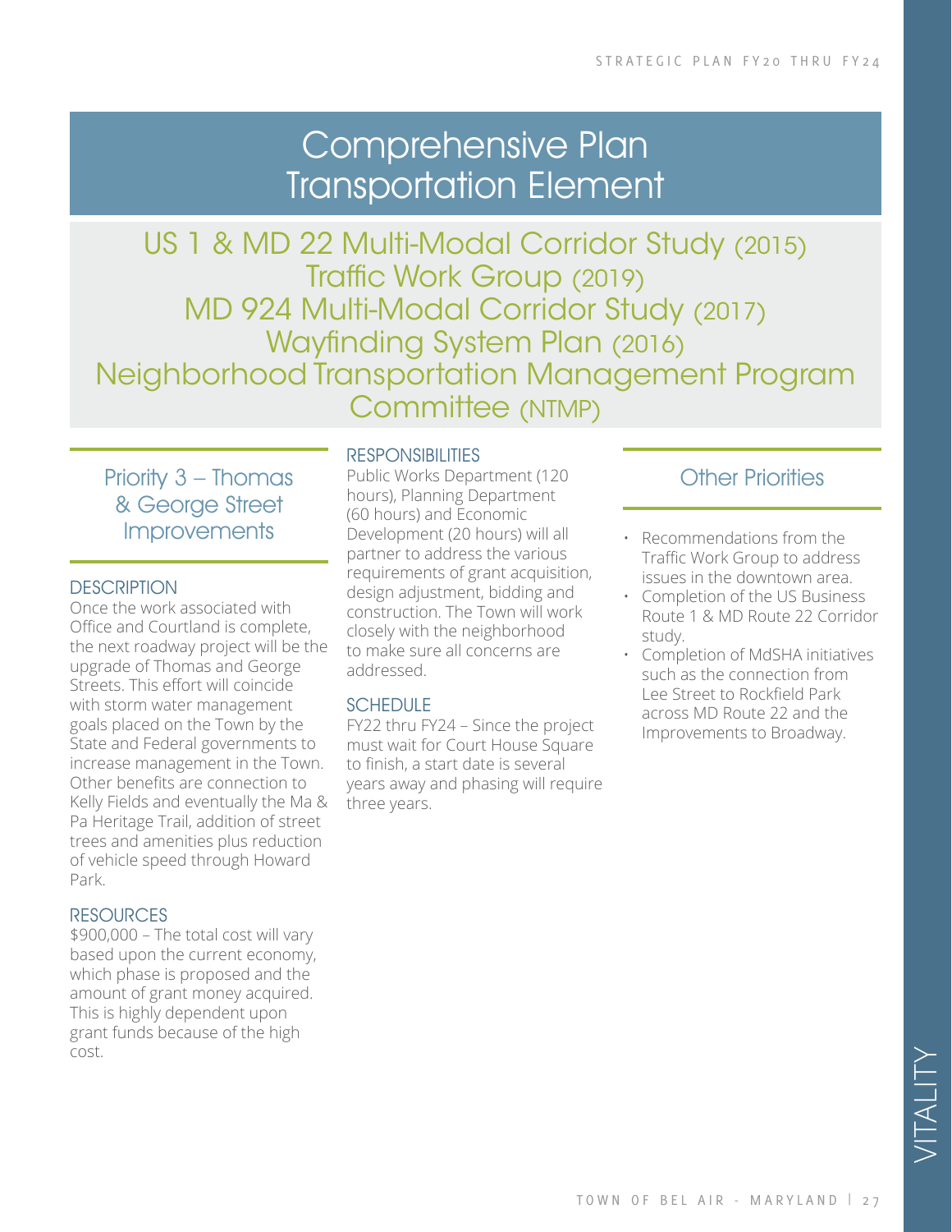# Comprehensive Plan Transportation Element

## US 1 & MD 22 Multi-Modal Corridor Study (2015)
## Traffic Work Group (2019)
## MD 924 Multi-Modal Corridor Study (2017)
## Wayfinding System Plan (2016)
## Neighborhood Transportation Management Program Committee (NTMP)

### Priority 3 – Thomas & George Street Improvements

**DESCRIPTION**

Once the work associated with Office and Courtland is complete, the next roadway project will be the upgrade of Thomas and George Streets. This effort will coincide with storm water management goals placed on the Town by the State and Federal governments to increase management in the Town. Other benefits are connection to Kelly Fields and eventually the Ma & Pa Heritage Trail, addition of street trees and amenities plus reduction of vehicle speed through Howard Park.

**RESOURCES**

$900,000 – The total cost will vary based upon the current economy, which phase is proposed and the amount of grant money acquired. This is highly dependent upon grant funds because of the high cost.

**RESPONSIBILITIES**

Public Works Department (120 hours), Planning Department (60 hours) and Economic Development (20 hours) will all partner to address the various requirements of grant acquisition, design adjustment, bidding and construction. The Town will work closely with the neighborhood to make sure all concerns are addressed.

**SCHEDULE**

FY22 thru FY24 – Since the project must wait for Court House Square to finish, a start date is several years away and phasing will require three years.

### Other Priorities

- Recommendations from the Traffic Work Group to address issues in the downtown area.
- Completion of the US Business Route 1 & MD Route 22 Corridor study.
- Completion of MdSHA initiatives such as the connection from Lee Street to Rockfield Park across MD Route 22 and the Improvements to Broadway.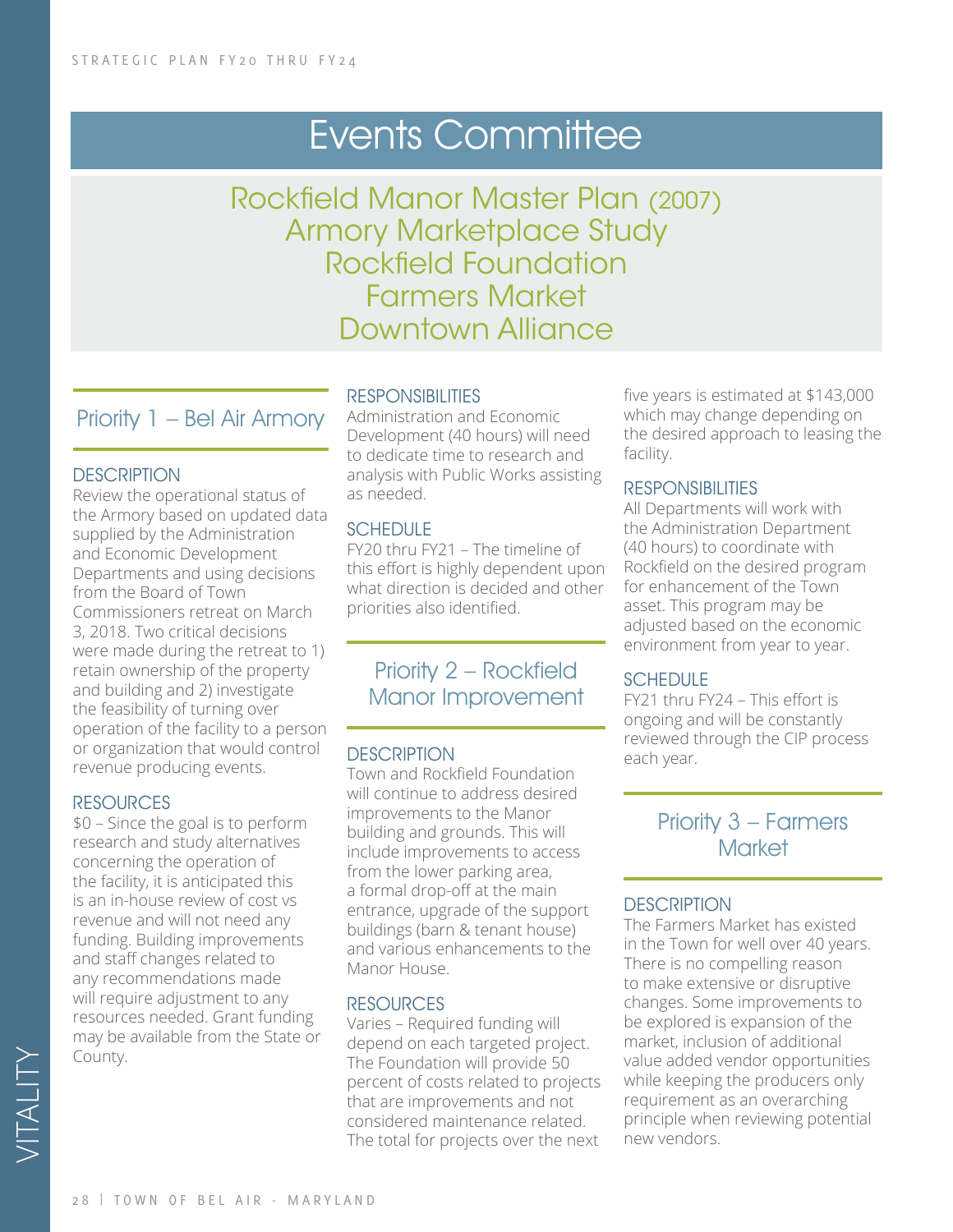# Events Committee

## Rockfield Manor Master Plan (2007)
## Armory Marketplace Study
## Rockfield Foundation
## Farmers Market
## Downtown Alliance

### Priority 1 – Bel Air Armory

**DESCRIPTION**

Review the operational status of the Armory based on updated data supplied by the Administration and Economic Development Departments and using decisions from the Board of Town Commissioners retreat on March 3, 2018. Two critical decisions were made during the retreat to 1) retain ownership of the property and building and 2) investigate the feasibility of turning over operation of the facility to a person or organization that would control revenue producing events.

**RESOURCES**

$0 – Since the goal is to perform research and study alternatives concerning the operation of the facility, it is anticipated this is an in-house review of cost vs revenue and will not need any funding. Building improvements and staff changes related to any recommendations made will require adjustment to any resources needed. Grant funding may be available from the State or County.

**RESPONSIBILITIES**

Administration and Economic Development (40 hours) will need to dedicate time to research and analysis with Public Works assisting as needed.

**SCHEDULE**

FY20 thru FY21 – The timeline of this effort is highly dependent upon what direction is decided and other priorities also identified.

### Priority 2 – Rockfield Manor Improvement

**DESCRIPTION**

Town and Rockfield Foundation will continue to address desired improvements to the Manor building and grounds. This will include improvements to access from the lower parking area, a formal drop-off at the main entrance, upgrade of the support buildings (barn & tenant house) and various enhancements to the Manor House.

**RESOURCES**

Varies – Required funding will depend on each targeted project. The Foundation will provide 50 percent of costs related to projects that are improvements and not considered maintenance related. The total for projects over the next five years is estimated at $143,000 which may change depending on the desired approach to leasing the facility.

**RESPONSIBILITIES**

All Departments will work with the Administration Department (40 hours) to coordinate with Rockfield on the desired program for enhancement of the Town asset. This program may be adjusted based on the economic environment from year to year.

**SCHEDULE**

FY21 thru FY24 – This effort is ongoing and will be constantly reviewed through the CIP process each year.

### Priority 3 – Farmers Market

**DESCRIPTION**

The Farmers Market has existed in the Town for well over 40 years. There is no compelling reason to make extensive or disruptive changes. Some improvements to be explored is expansion of the market, inclusion of additional value added vendor opportunities while keeping the producers only requirement as an overarching principle when reviewing potential new vendors.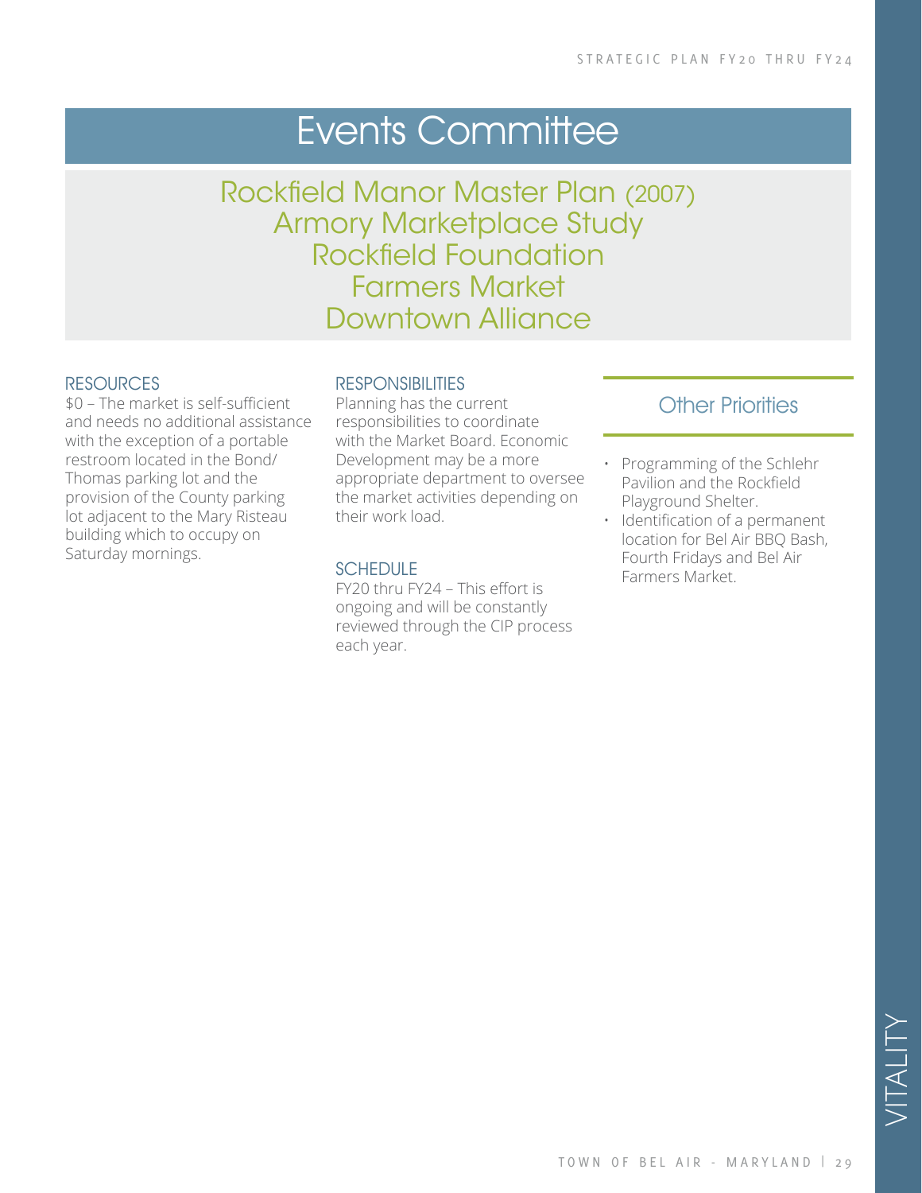# Events Committee

## Rockfield Manor Master Plan (2007)
## Armory Marketplace Study
## Rockfield Foundation
## Farmers Market
## Downtown Alliance

### RESOURCES

$0 – The market is self-sufficient and needs no additional assistance with the exception of a portable restroom located in the Bond/ Thomas parking lot and the provision of the County parking lot adjacent to the Mary Risteau building which to occupy on Saturday mornings.

### RESPONSIBILITIES

Planning has the current responsibilities to coordinate with the Market Board. Economic Development may be a more appropriate department to oversee the market activities depending on their work load.

### SCHEDULE

FY20 thru FY24 – This effort is ongoing and will be constantly reviewed through the CIP process each year.

### Other Priorities

- Programming of the Schlehr Pavilion and the Rockfield Playground Shelter.
- Identification of a permanent location for Bel Air BBQ Bash, Fourth Fridays and Bel Air Farmers Market.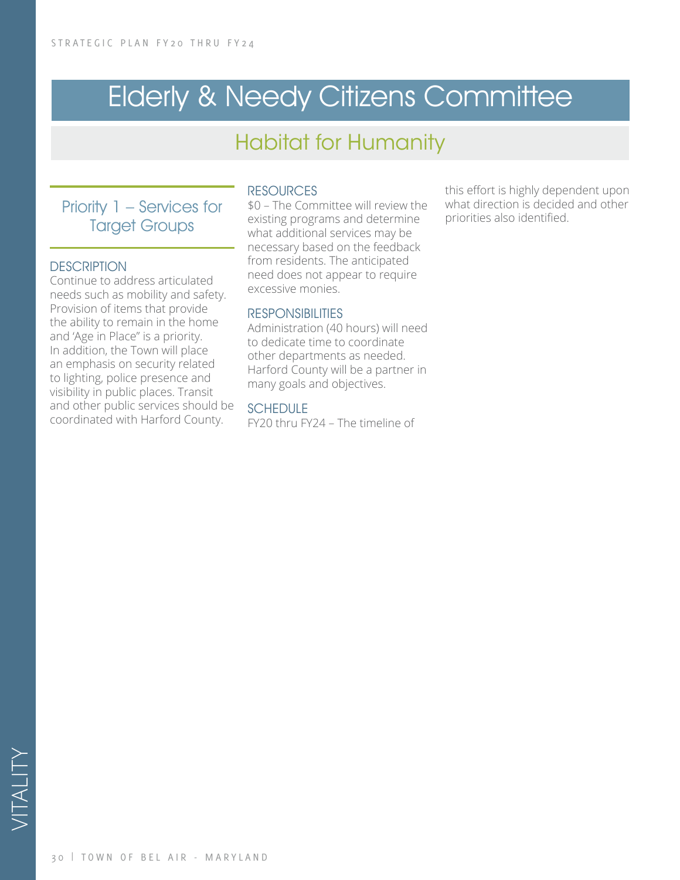# Elderly & Needy Citizens Committee

## Habitat for Humanity

### Priority 1 – Services for Target Groups

**DESCRIPTION**

Continue to address articulated needs such as mobility and safety. Provision of items that provide the ability to remain in the home and 'Age in Place" is a priority. In addition, the Town will place an emphasis on security related to lighting, police presence and visibility in public places. Transit and other public services should be coordinated with Harford County.

**RESOURCES**

$0 – The Committee will review the existing programs and determine what additional services may be necessary based on the feedback from residents. The anticipated need does not appear to require excessive monies.

**RESPONSIBILITIES**

Administration (40 hours) will need to dedicate time to coordinate other departments as needed. Harford County will be a partner in many goals and objectives.

**SCHEDULE**

FY20 thru FY24 – The timeline of this effort is highly dependent upon what direction is decided and other priorities also identified.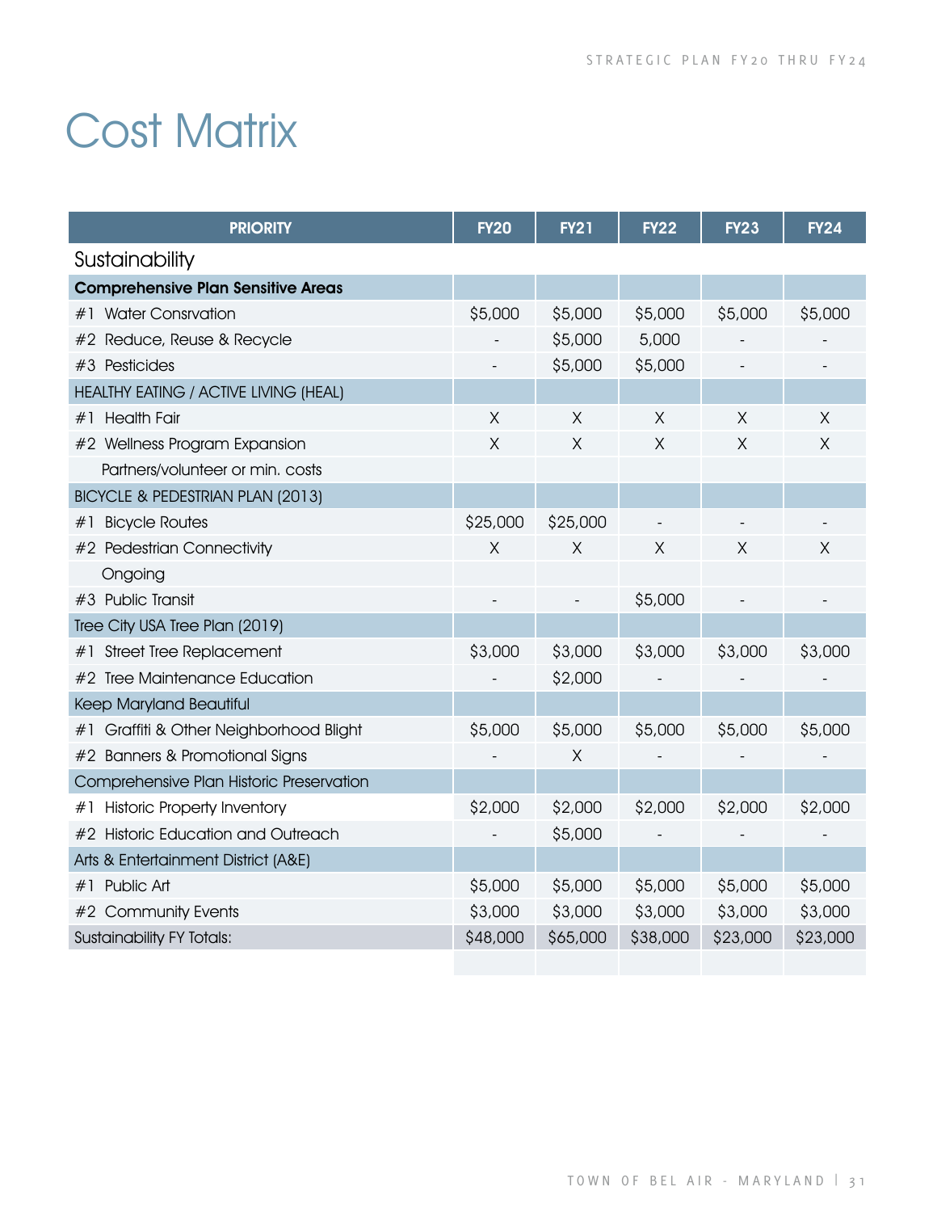# Cost Matrix

| PRIORITY | FY20 | FY21 | FY22 | FY23 | FY24 |
|---|---|---|---|---|---|
| **Sustainability** | | | | | |
| **Comprehensive Plan Sensitive Areas** | | | | | |
| #1 Water Consrvation | $5,000 | $5,000 | $5,000 | $5,000 | $5,000 |
| #2 Reduce, Reuse & Recycle | - | $5,000 | 5,000 | - | - |
| #3 Pesticides | - | $5,000 | $5,000 | - | - |
| HEALTHY EATING / ACTIVE LIVING (HEAL) | | | | | |
| #1 Health Fair | X | X | X | X | X |
| #2 Wellness Program Expansion | X | X | X | X | X |
| Partners/volunteer or min. costs | | | | | |
| BICYCLE & PEDESTRIAN PLAN (2013) | | | | | |
| #1 Bicycle Routes | $25,000 | $25,000 | - | - | - |
| #2 Pedestrian Connectivity | X | X | X | X | X |
| Ongoing | | | | | |
| #3 Public Transit | - | - | $5,000 | - | - |
| Tree City USA Tree Plan (2019) | | | | | |
| #1 Street Tree Replacement | $3,000 | $3,000 | $3,000 | $3,000 | $3,000 |
| #2 Tree Maintenance Education | - | $2,000 | - | - | - |
| Keep Maryland Beautiful | | | | | |
| #1 Graffiti & Other Neighborhood Blight | $5,000 | $5,000 | $5,000 | $5,000 | $5,000 |
| #2 Banners & Promotional Signs | - | X | - | - | - |
| Comprehensive Plan Historic Preservation | | | | | |
| #1 Historic Property Inventory | $2,000 | $2,000 | $2,000 | $2,000 | $2,000 |
| #2 Historic Education and Outreach | - | $5,000 | - | - | - |
| Arts & Entertainment District (A&E) | | | | | |
| #1 Public Art | $5,000 | $5,000 | $5,000 | $5,000 | $5,000 |
| #2 Community Events | $3,000 | $3,000 | $3,000 | $3,000 | $3,000 |
| Sustainability FY Totals: | $48,000 | $65,000 | $38,000 | $23,000 | $23,000 |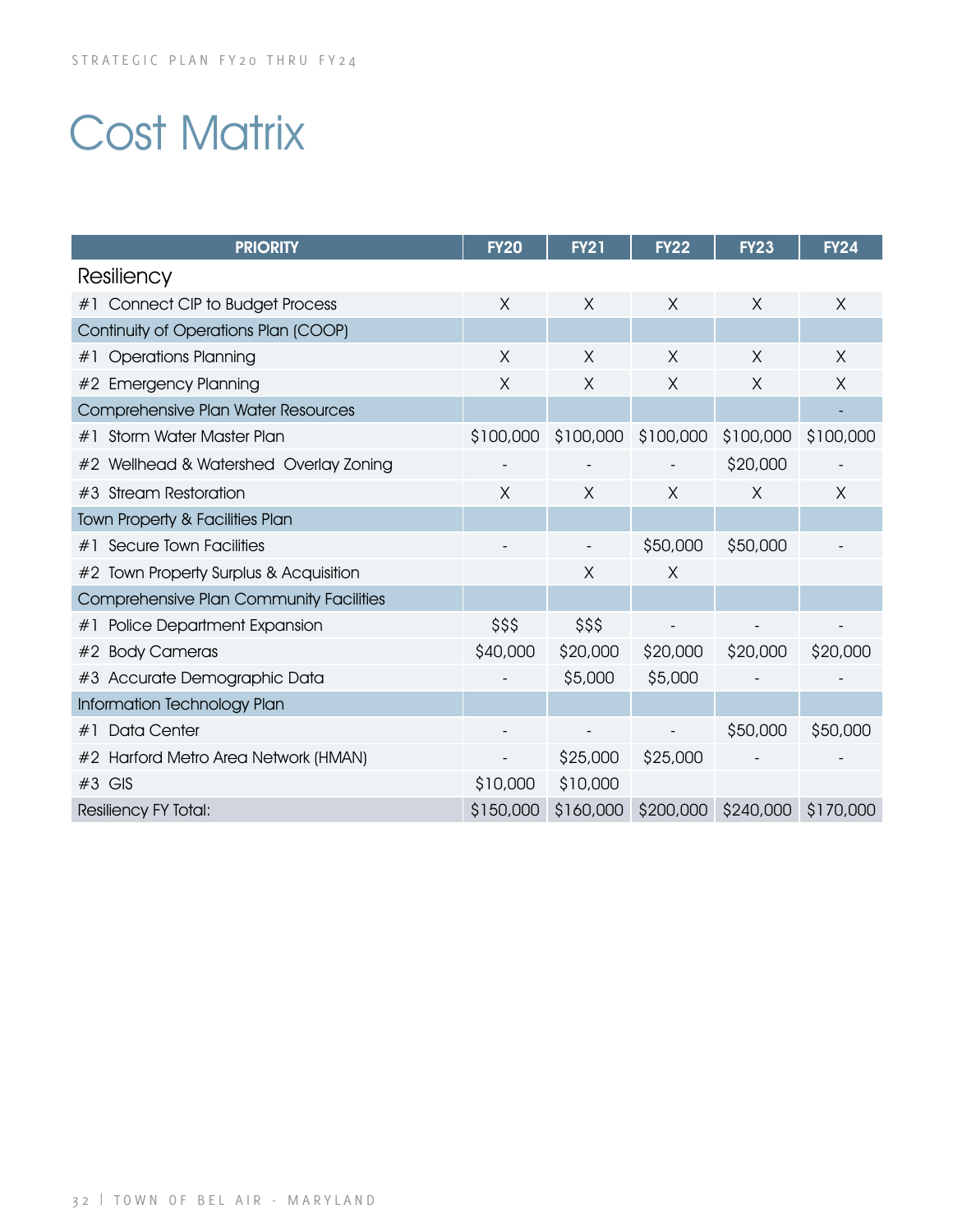# Cost Matrix

| PRIORITY | FY20 | FY21 | FY22 | FY23 | FY24 |
|---|---|---|---|---|---|
| Resiliency | | | | | |
| #1 Connect CIP to Budget Process | X | X | X | X | X |
| Continuity of Operations Plan (COOP) | | | | | |
| #1 Operations Planning | X | X | X | X | X |
| #2 Emergency Planning | X | X | X | X | X |
| Comprehensive Plan Water Resources | | | | | - |
| #1 Storm Water Master Plan | $100,000 | $100,000 | $100,000 | $100,000 | $100,000 |
| #2 Wellhead & Watershed Overlay Zoning | - | - | - | $20,000 | - |
| #3 Stream Restoration | X | X | X | X | X |
| Town Property & Facilities Plan | | | | | |
| #1 Secure Town Facilities | - | - | $50,000 | $50,000 | - |
| #2 Town Property Surplus & Acquisition | | X | X | | |
| Comprehensive Plan Community Facilities | | | | | |
| #1 Police Department Expansion | $$$ | $$$ | - | - | - |
| #2 Body Cameras | $40,000 | $20,000 | $20,000 | $20,000 | $20,000 |
| #3 Accurate Demographic Data | - | $5,000 | $5,000 | - | - |
| Information Technology Plan | | | | | |
| #1 Data Center | - | - | - | $50,000 | $50,000 |
| #2 Harford Metro Area Network (HMAN) | - | $25,000 | $25,000 | - | - |
| #3 GIS | $10,000 | $10,000 | | | |
| Resiliency FY Total: | $150,000 | $160,000 | $200,000 | $240,000 | $170,000 |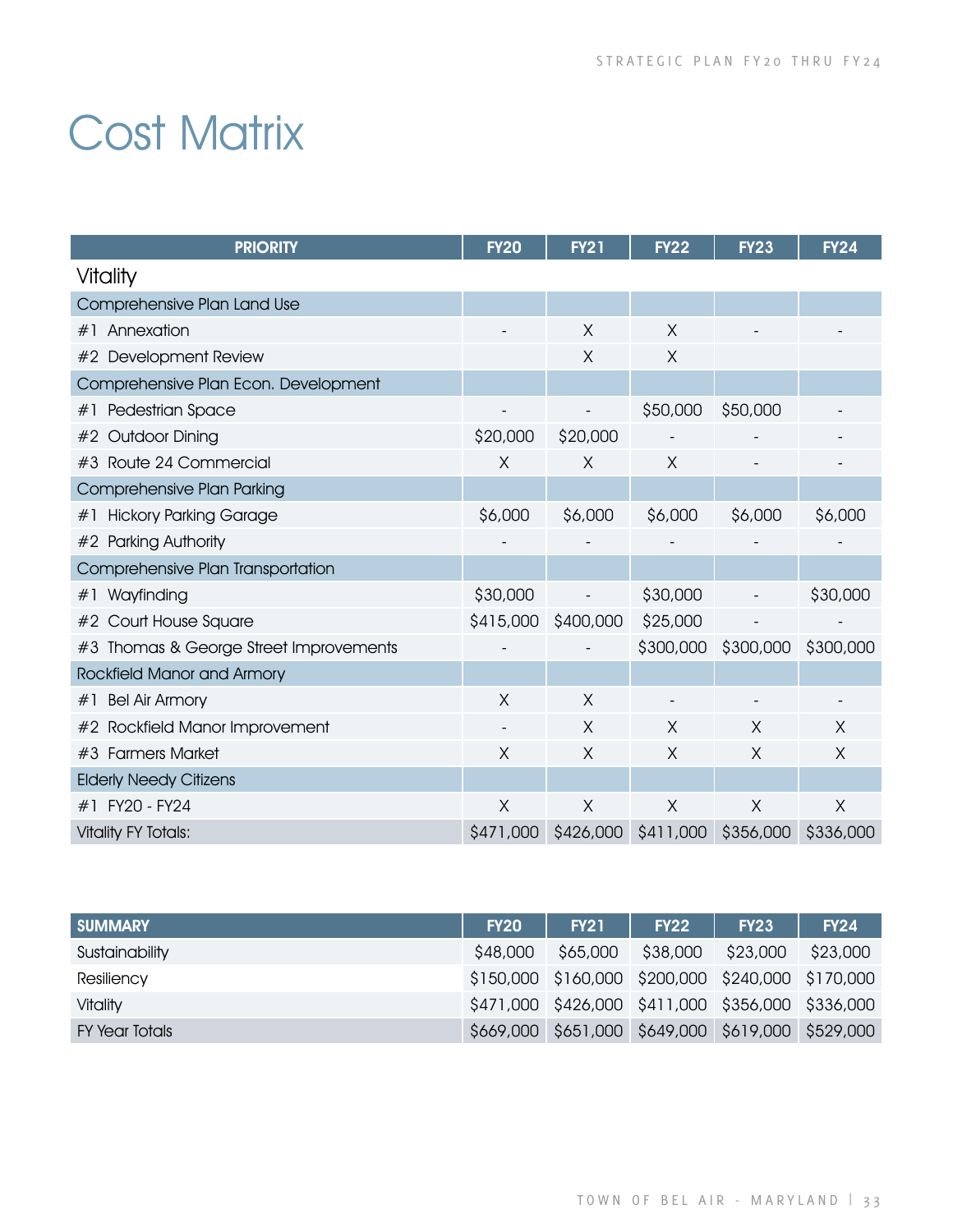# Cost Matrix

| PRIORITY | FY20 | FY21 | FY22 | FY23 | FY24 |
|---|---|---|---|---|---|
| **Vitality** | | | | | |
| Comprehensive Plan Land Use | | | | | |
| #1 Annexation | - | X | X | - | - |
| #2 Development Review | | X | X | | |
| Comprehensive Plan Econ. Development | | | | | |
| #1 Pedestrian Space | - | - | $50,000 | $50,000 | - |
| #2 Outdoor Dining | $20,000 | $20,000 | - | - | - |
| #3 Route 24 Commercial | X | X | X | - | - |
| Comprehensive Plan Parking | | | | | |
| #1 Hickory Parking Garage | $6,000 | $6,000 | $6,000 | $6,000 | $6,000 |
| #2 Parking Authority | - | - | - | - | - |
| Comprehensive Plan Transportation | | | | | |
| #1 Wayfinding | $30,000 | - | $30,000 | - | $30,000 |
| #2 Court House Square | $415,000 | $400,000 | $25,000 | - | - |
| #3 Thomas & George Street Improvements | - | - | $300,000 | $300,000 | $300,000 |
| Rockfield Manor and Armory | | | | | |
| #1 Bel Air Armory | X | X | - | - | - |
| #2 Rockfield Manor Improvement | - | X | X | X | X |
| #3 Farmers Market | X | X | X | X | X |
| Elderly Needy Citizens | | | | | |
| #1 FY20 - FY24 | X | X | X | X | X |
| Vitality FY Totals: | $471,000 | $426,000 | $411,000 | $356,000 | $336,000 |

| SUMMARY | FY20 | FY21 | FY22 | FY23 | FY24 |
|---|---|---|---|---|---|
| Sustainability | $48,000 | $65,000 | $38,000 | $23,000 | $23,000 |
| Resiliency | $150,000 | $160,000 | $200,000 | $240,000 | $170,000 |
| Vitality | $471,000 | $426,000 | $411,000 | $356,000 | $336,000 |
| FY Year Totals | $669,000 | $651,000 | $649,000 | $619,000 | $529,000 |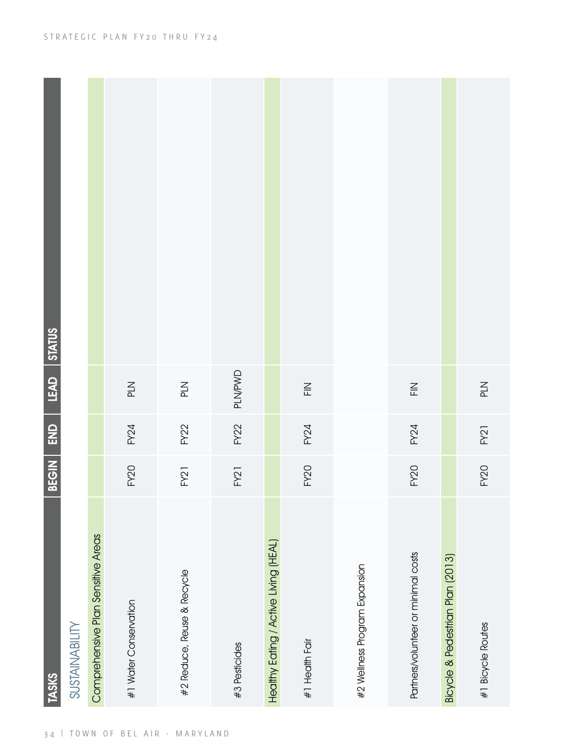| TASKS | BEGIN | END | LEAD | STATUS |
|---|---|---|---|---|
| SUSTAINABILITY | | | | |
| Comprehensive Plan Sensitive Areas | | | | |
| #1 Water Conservation | FY20 | FY24 | PLN | |
| #2 Reduce, Reuse & Recycle | FY21 | FY22 | PLN | |
| #3 Pesticides | FY21 | FY22 | PLN/PWD | |
| Healthy Eating / Active Living (HEAL) | | | | |
| #1 Health Fair | FY20 | FY24 | FIN | |
| #2 Wellness Program Expansion | | | | |
| Partners/volunteer or minimal costs | FY20 | FY24 | FIN | |
| Bicycle & Pedestrian Plan (2013) | | | | |
| #1 Bicycle Routes | FY20 | FY21 | PLN | |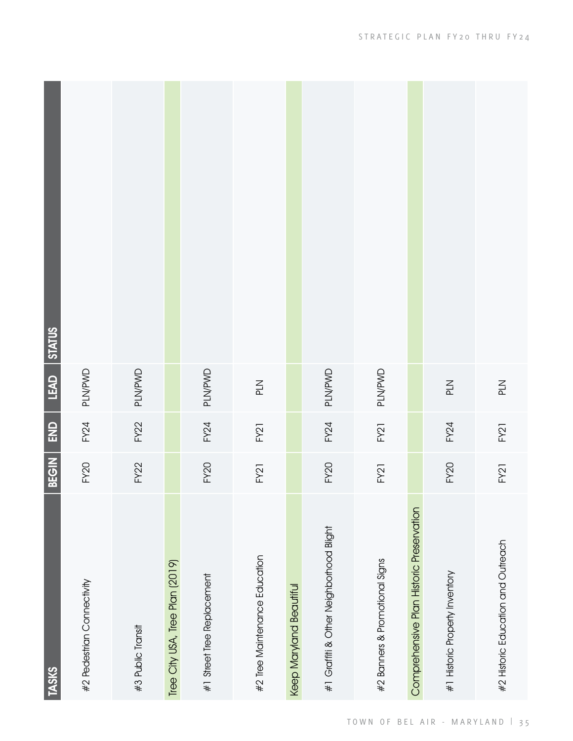| TASKS | BEGIN | END | LEAD | STATUS |
|---|---|---|---|---|
| #2 Pedestrian Connectivity | FY20 | FY24 | PLN/PWD | |
| #3 Public Transit | FY22 | FY22 | PLN/PWD | |
| Tree City USA, Tree Plan (2019) | | | | |
| #1 Street Tree Replacement | FY20 | FY24 | PLN/PWD | |
| #2 Tree Maintenance Education | FY21 | FY21 | PLN | |
| Keep Maryland Beautiful | | | | |
| #1 Graffiti & Other Neighborhood Blight | FY20 | FY24 | PLN/PWD | |
| #2 Banners & Promotional Signs | FY21 | FY21 | PLN/PWD | |
| Comprehensive Plan Historic Preservation | | | | |
| #1 Historic Property Inventory | FY20 | FY24 | PLN | |
| #2 Historic Education and Outreach | FY21 | FY21 | PLN | |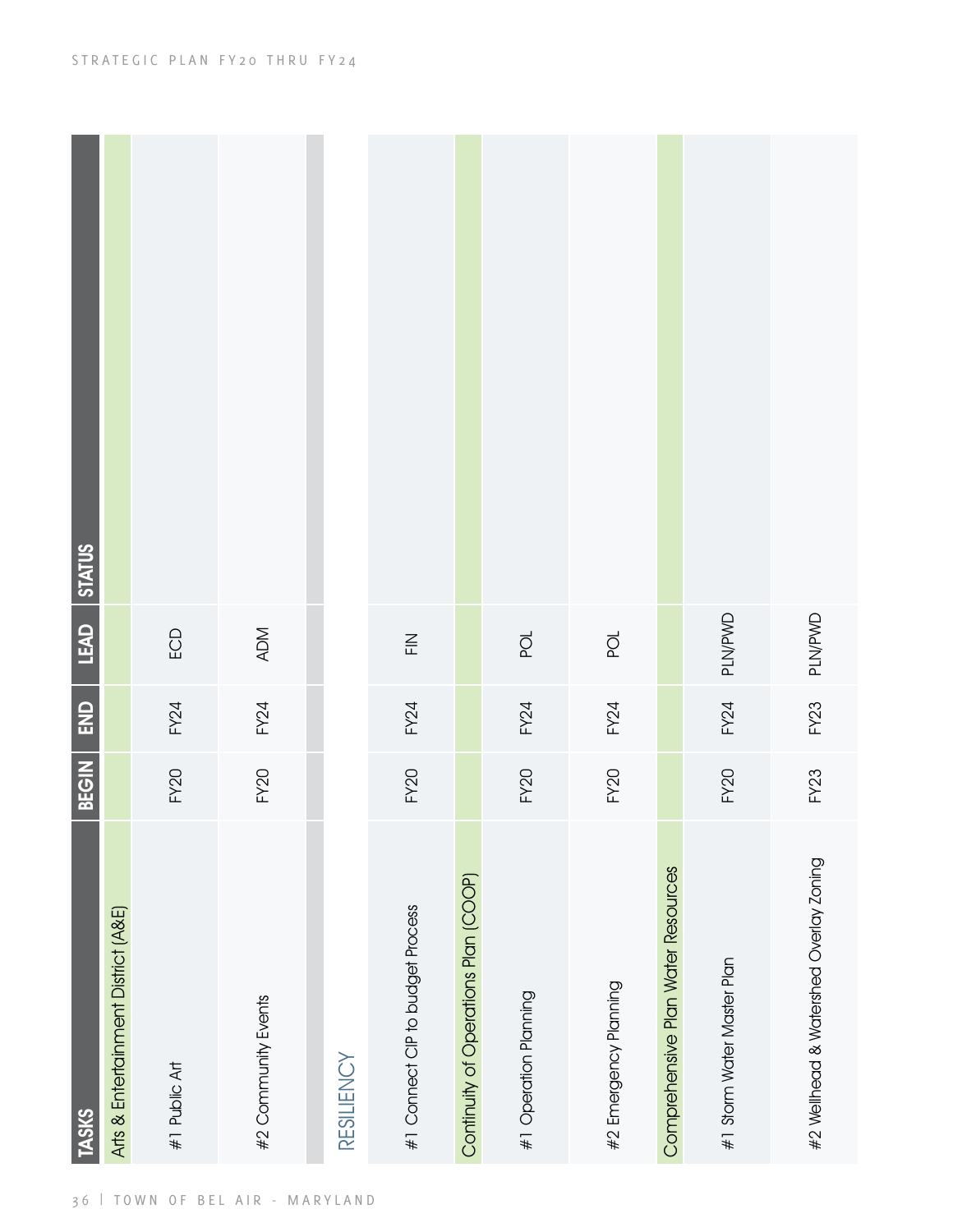| TASKS | BEGIN | END | LEAD | STATUS |
|---|---|---|---|---|
| Arts & Entertainment District (A&E) | | | | |
| #1 Public Art | FY20 | FY24 | ECD | |
| #2 Community Events | FY20 | FY24 | ADM | |
| | | | | |

## RESILIENCY

| TASKS | BEGIN | END | LEAD | STATUS |
|---|---|---|---|---|
| #1 Connect CIP to budget Process | FY20 | FY24 | FIN | |
| Continuity of Operations Plan (COOP) | | | | |
| #1 Operation Planning | FY20 | FY24 | POL | |
| #2 Emergency Planning | FY20 | FY24 | POL | |
| Comprehensive Plan Water Resources | | | | |
| #1 Storm Water Master Plan | FY20 | FY24 | PLN/PWD | |
| #2 Wellhead & Watershed Overlay Zoning | FY23 | FY23 | PLN/PWD | |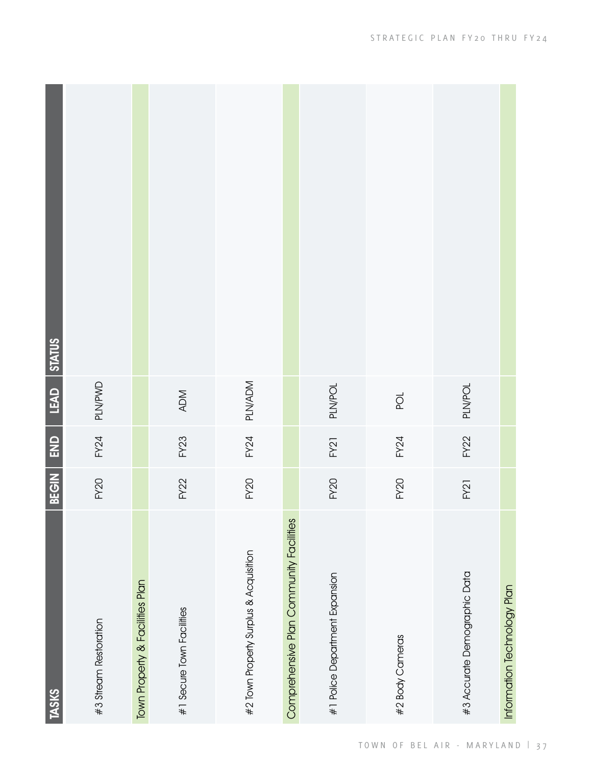| TASKS | BEGIN | END | LEAD | STATUS |
|---|---|---|---|---|
| #3 Stream Restoration | FY20 | FY24 | PLN/PWD | |
| Town Property & Facilities Plan | | | | |
| #1 Secure Town Facilities | FY22 | FY23 | ADM | |
| #2 Town Property Surplus & Acquisition | FY20 | FY24 | PLN/ADM | |
| Comprehensive Plan Community Facilities | | | | |
| #1 Police Department Expansion | FY20 | FY21 | PLN/POL | |
| #2 Body Cameras | FY20 | FY24 | POL | |
| #3 Accurate Demographic Data | FY21 | FY22 | PLN/POL | |
| Information Technology Plan | | | | |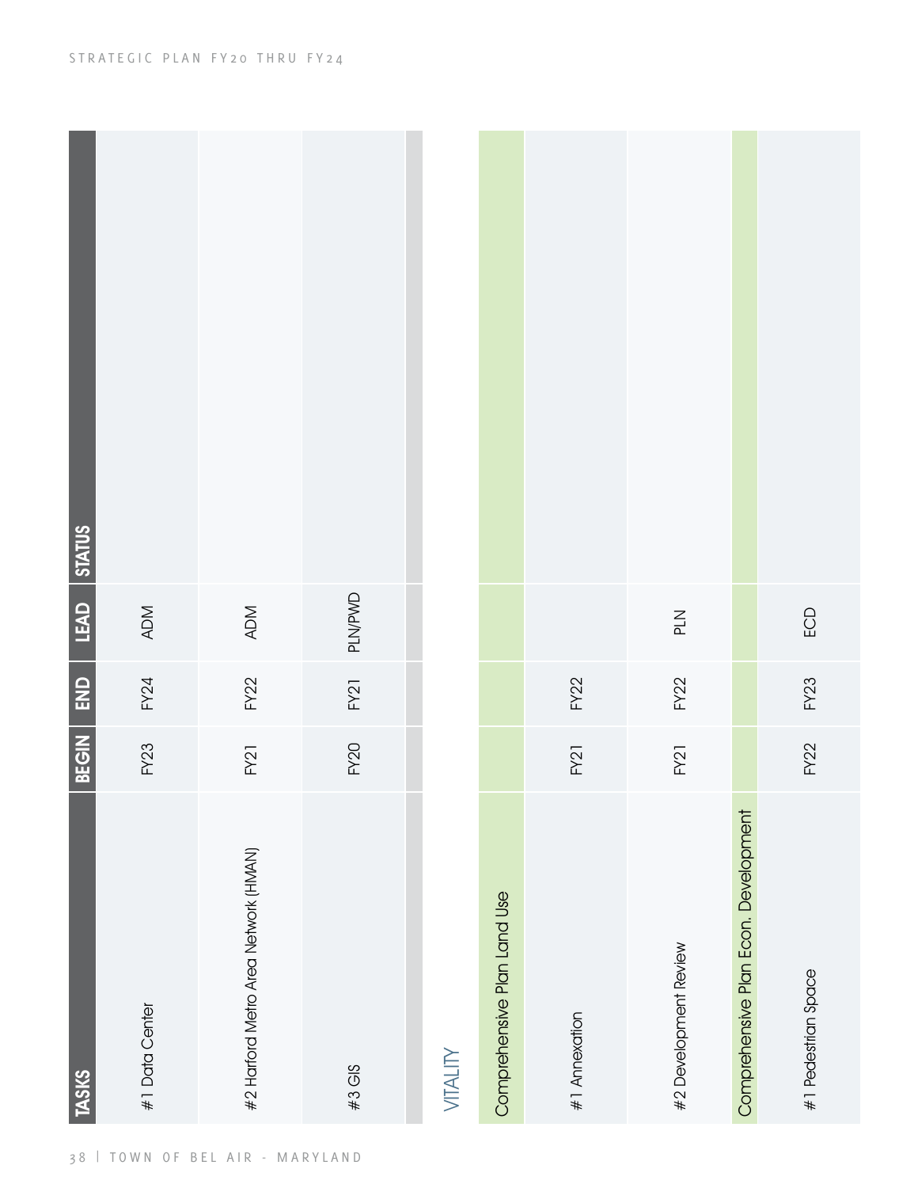| TASKS | BEGIN | END | LEAD | STATUS |
|---|---|---|---|---|
| #1 Data Center | FY23 | FY24 | ADM | |
| #2 Harford Metro Area Network (HMAN) | FY21 | FY22 | ADM | |
| #3 GIS | FY20 | FY21 | PLN/PWD | |
| | | | | |

## VITALITY

| TASKS | BEGIN | END | LEAD | STATUS |
|---|---|---|---|---|
| Comprehensive Plan Land Use | | | | |
| #1 Annexation | FY21 | FY22 | | |
| #2 Development Review | FY21 | FY22 | PLN | |
| Comprehensive Plan Econ. Development | | | | |
| #1 Pedestrian Space | FY22 | FY23 | ECD | |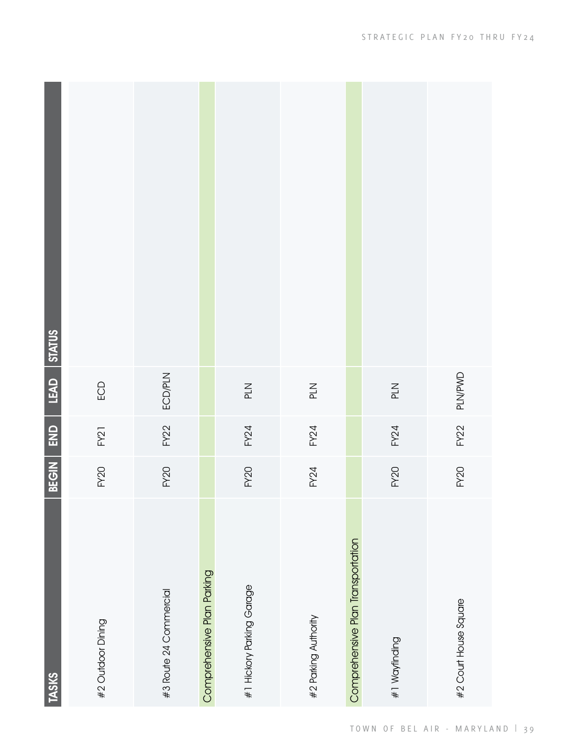| TASKS | BEGIN | END | LEAD | STATUS |
|---|---|---|---|---|
| #2 Outdoor Dining | FY20 | FY21 | ECD | |
| #3 Route 24 Commercial | FY20 | FY22 | ECD/PLN | |
| Comprehensive Plan Parking | | | | |
| #1 Hickory Parking Garage | FY20 | FY24 | PLN | |
| #2 Parking Authority | FY24 | FY24 | PLN | |
| Comprehensive Plan Transportation | | | | |
| #1 Wayfinding | FY20 | FY24 | PLN | |
| #2 Court House Square | FY20 | FY22 | PLN/PWD | |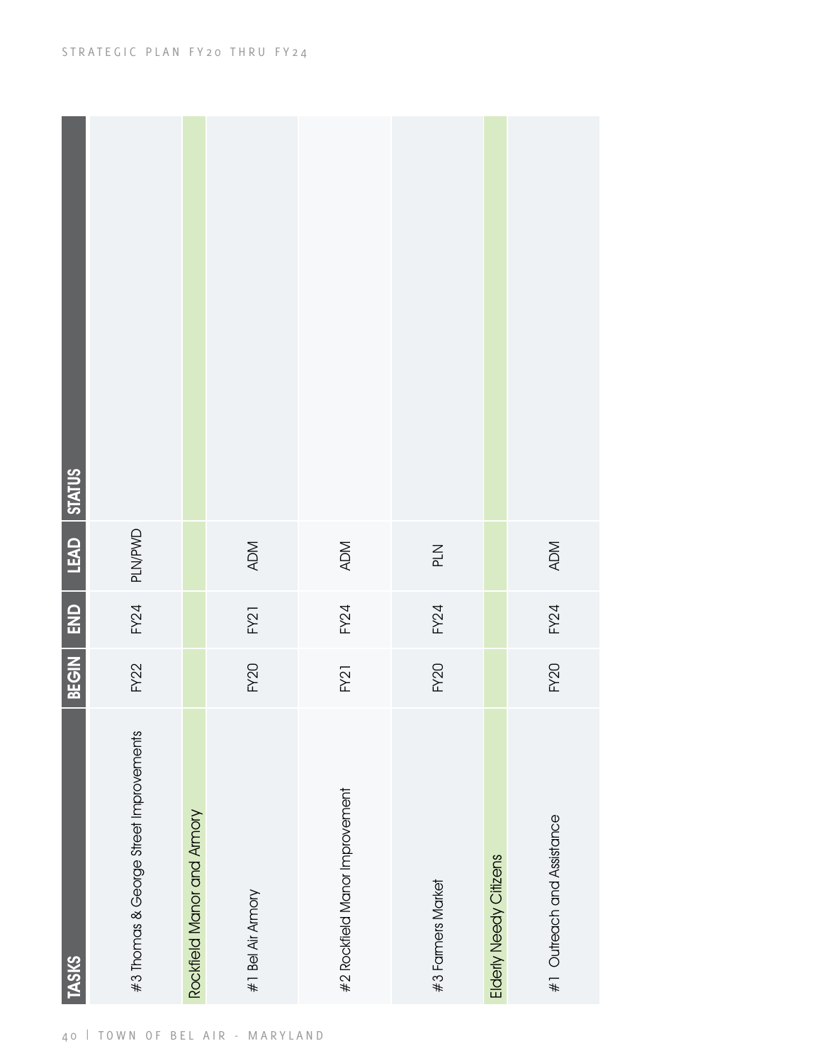| TASKS | BEGIN | END | LEAD | STATUS |
| --- | --- | --- | --- | --- |
| #3 Thomas & George Street Improvements | FY22 | FY24 | PLN/PWD | |
| Rockfield Manor and Armory | | | | |
| #1 Bel Air Armory | FY20 | FY21 | ADM | |
| #2 Rockfield Manor Improvement | FY21 | FY24 | ADM | |
| #3 Farmers Market | FY20 | FY24 | PLN | |
| Elderly Needy Citizens | | | | |
| #1 Outreach and Assistance | FY20 | FY24 | ADM | |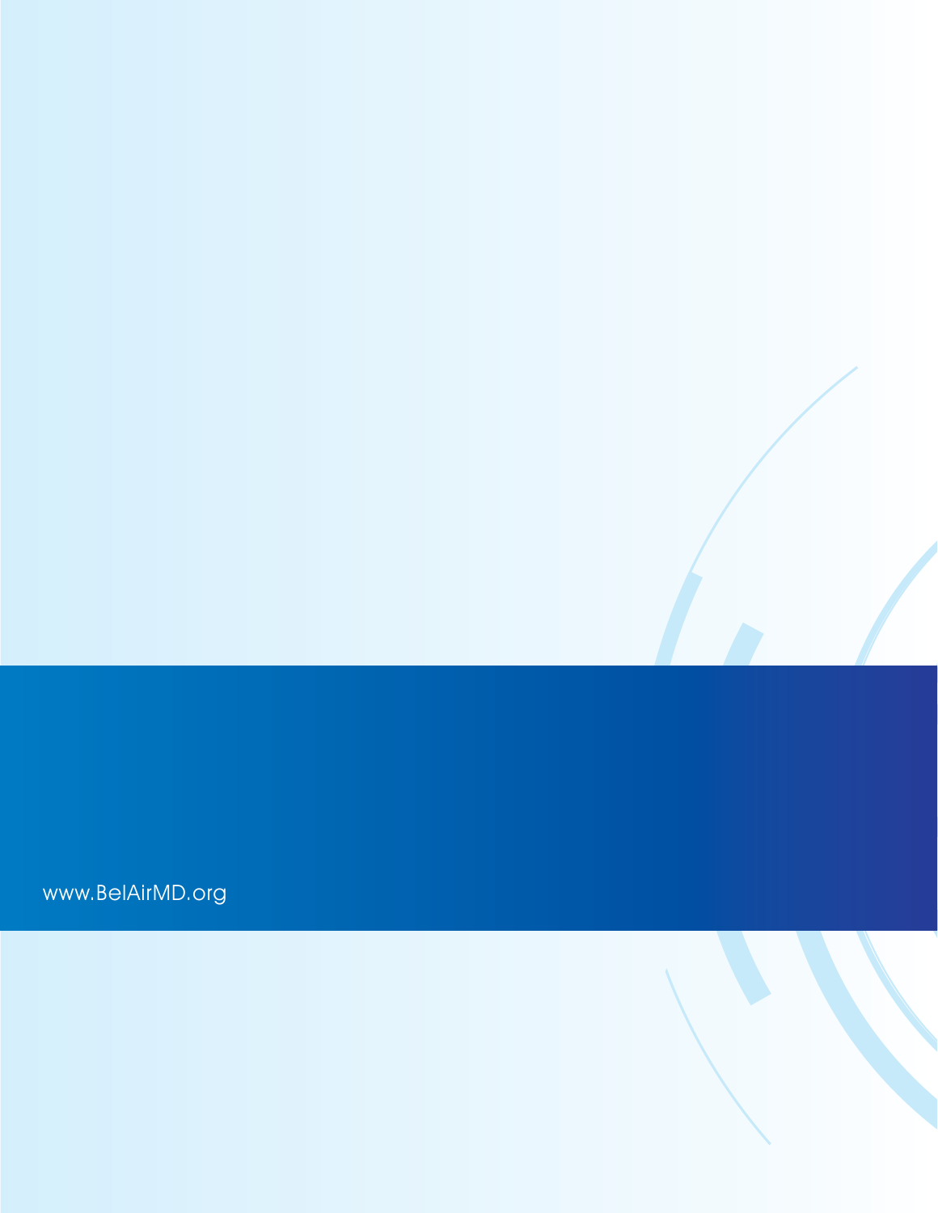www.BelAirMD.org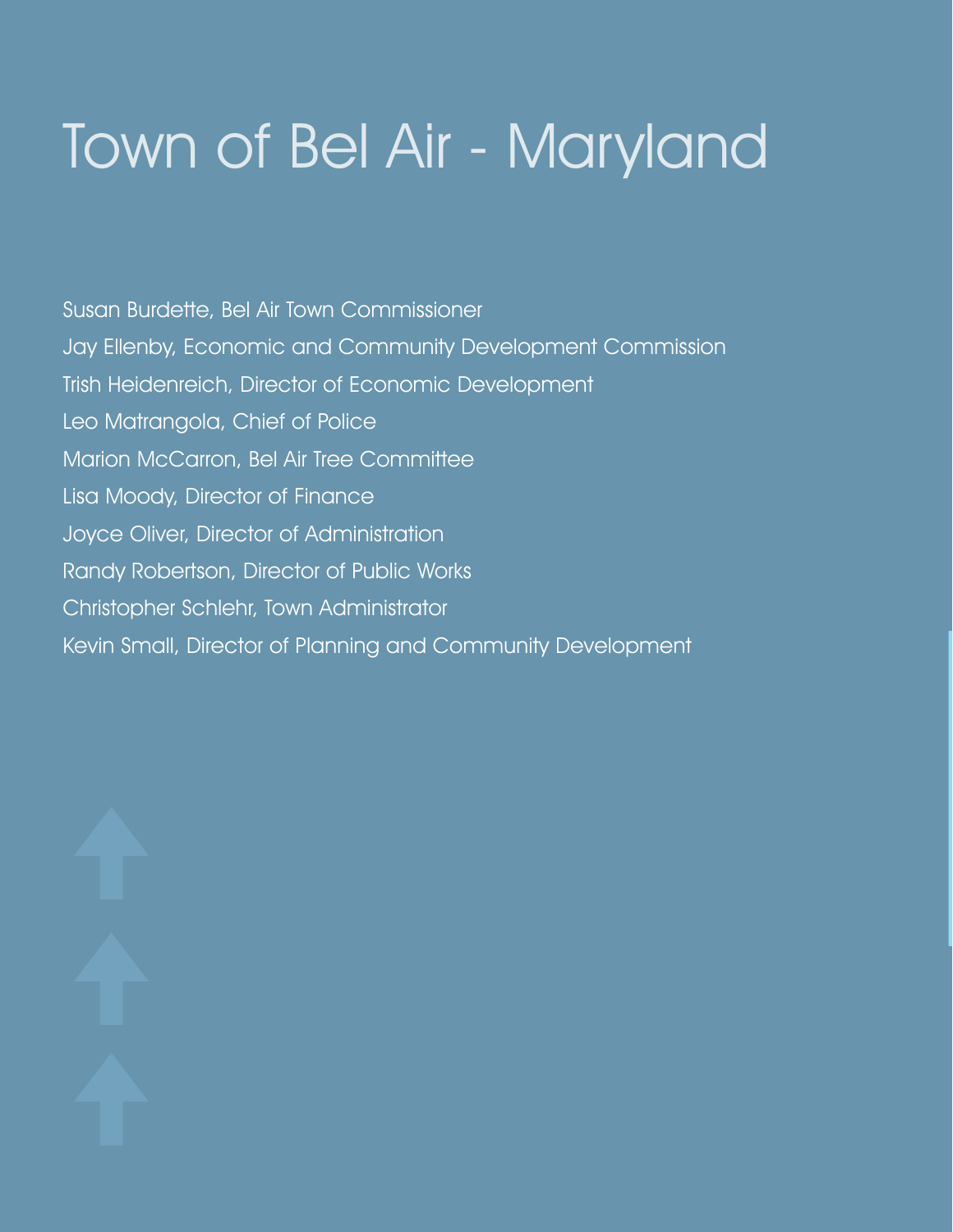# Town of Bel Air - Maryland

Susan Burdette, Bel Air Town Commissioner

Jay Ellenby, Economic and Community Development Commission

Trish Heidenreich, Director of Economic Development

Leo Matrangola, Chief of Police

Marion McCarron, Bel Air Tree Committee

Lisa Moody, Director of Finance

Joyce Oliver, Director of Administration

Randy Robertson, Director of Public Works

Christopher Schlehr, Town Administrator

Kevin Small, Director of Planning and Community Development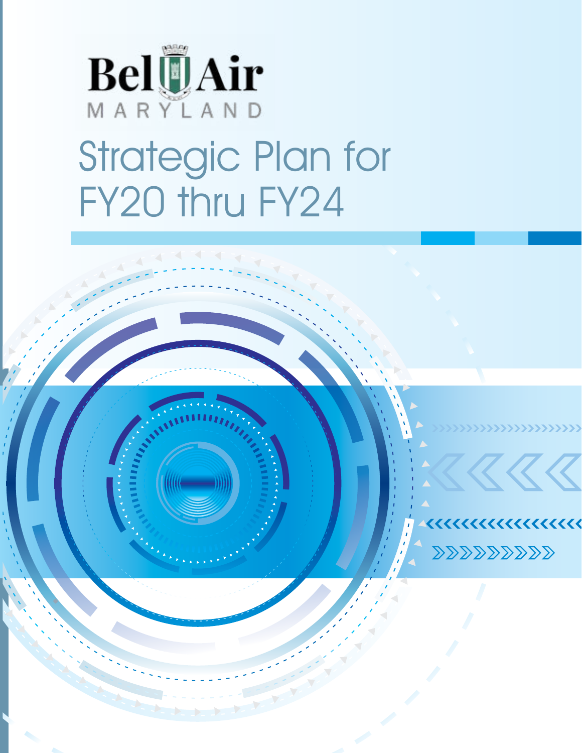Bel Air

MARYLAND

# Strategic Plan for FY20 thru FY24